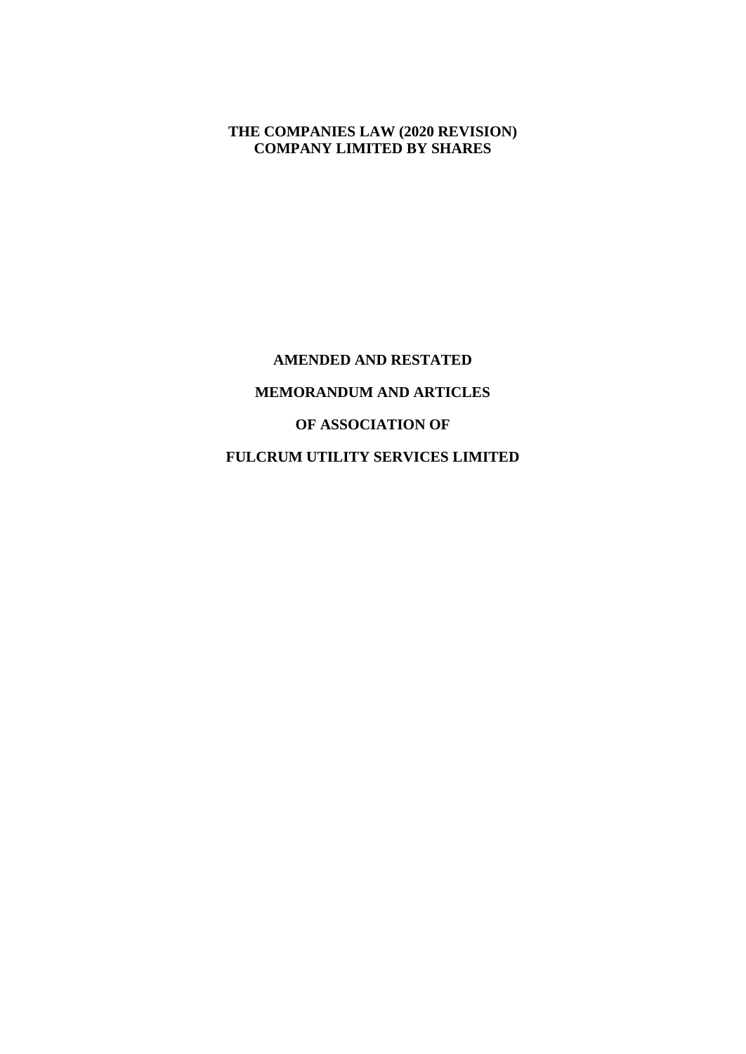**THE COMPANIES LAW (2020 REVISION)**
**COMPANY LIMITED BY SHARES**

**AMENDED AND RESTATED**

**MEMORANDUM AND ARTICLES**

**OF ASSOCIATION OF**

**FULCRUM UTILITY SERVICES LIMITED**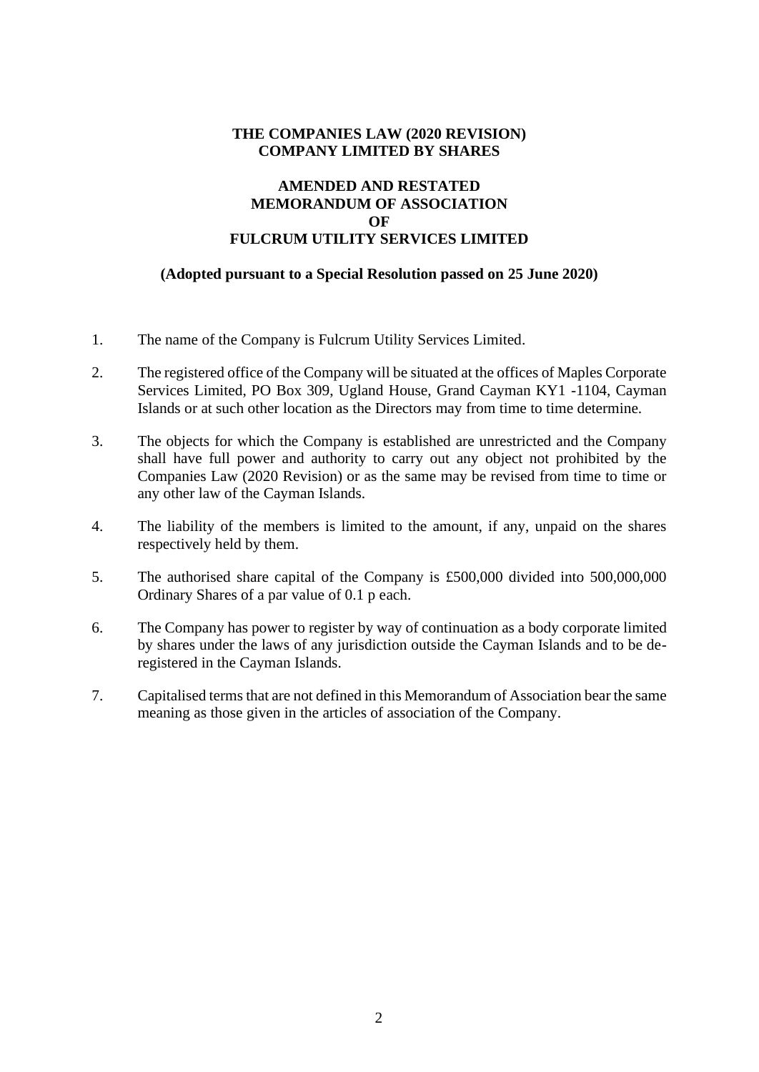**THE COMPANIES LAW (2020 REVISION)**
**COMPANY LIMITED BY SHARES**

**AMENDED AND RESTATED**
**MEMORANDUM OF ASSOCIATION**
**OF**
**FULCRUM UTILITY SERVICES LIMITED**

**(Adopted pursuant to a Special Resolution passed on 25 June 2020)**

1. The name of the Company is Fulcrum Utility Services Limited.

2. The registered office of the Company will be situated at the offices of Maples Corporate Services Limited, PO Box 309, Ugland House, Grand Cayman KY1 -1104, Cayman Islands or at such other location as the Directors may from time to time determine.

3. The objects for which the Company is established are unrestricted and the Company shall have full power and authority to carry out any object not prohibited by the Companies Law (2020 Revision) or as the same may be revised from time to time or any other law of the Cayman Islands.

4. The liability of the members is limited to the amount, if any, unpaid on the shares respectively held by them.

5. The authorised share capital of the Company is £500,000 divided into 500,000,000 Ordinary Shares of a par value of 0.1 p each.

6. The Company has power to register by way of continuation as a body corporate limited by shares under the laws of any jurisdiction outside the Cayman Islands and to be de-registered in the Cayman Islands.

7. Capitalised terms that are not defined in this Memorandum of Association bear the same meaning as those given in the articles of association of the Company.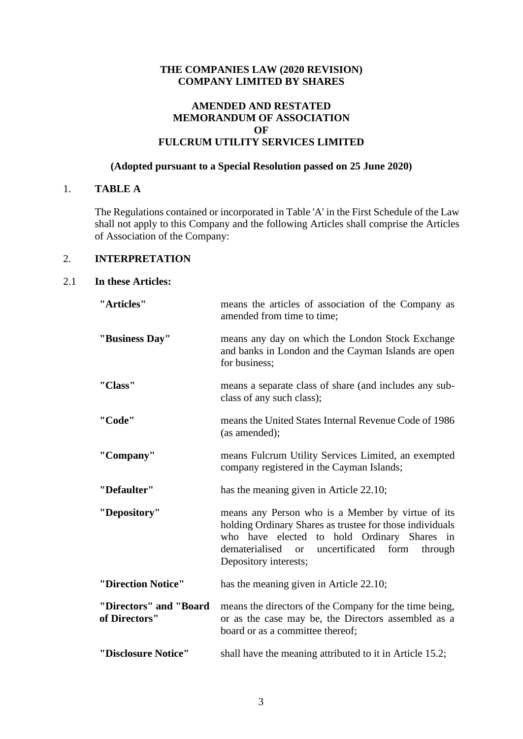**THE COMPANIES LAW (2020 REVISION)**
**COMPANY LIMITED BY SHARES**

**AMENDED AND RESTATED**
**MEMORANDUM OF ASSOCIATION**
**OF**
**FULCRUM UTILITY SERVICES LIMITED**

**(Adopted pursuant to a Special Resolution passed on 25 June 2020)**

## 1. TABLE A

The Regulations contained or incorporated in Table 'A' in the First Schedule of the Law shall not apply to this Company and the following Articles shall comprise the Articles of Association of the Company:

## 2. INTERPRETATION

### 2.1 In these Articles:

| | |
|---|---|
| **"Articles"** | means the articles of association of the Company as amended from time to time; |
| **"Business Day"** | means any day on which the London Stock Exchange and banks in London and the Cayman Islands are open for business; |
| **"Class"** | means a separate class of share (and includes any sub-class of any such class); |
| **"Code"** | means the United States Internal Revenue Code of 1986 (as amended); |
| **"Company"** | means Fulcrum Utility Services Limited, an exempted company registered in the Cayman Islands; |
| **"Defaulter"** | has the meaning given in Article 22.10; |
| **"Depository"** | means any Person who is a Member by virtue of its holding Ordinary Shares as trustee for those individuals who have elected to hold Ordinary Shares in dematerialised or uncertificated form through Depository interests; |
| **"Direction Notice"** | has the meaning given in Article 22.10; |
| **"Directors" and "Board of Directors"** | means the directors of the Company for the time being, or as the case may be, the Directors assembled as a board or as a committee thereof; |
| **"Disclosure Notice"** | shall have the meaning attributed to it in Article 15.2; |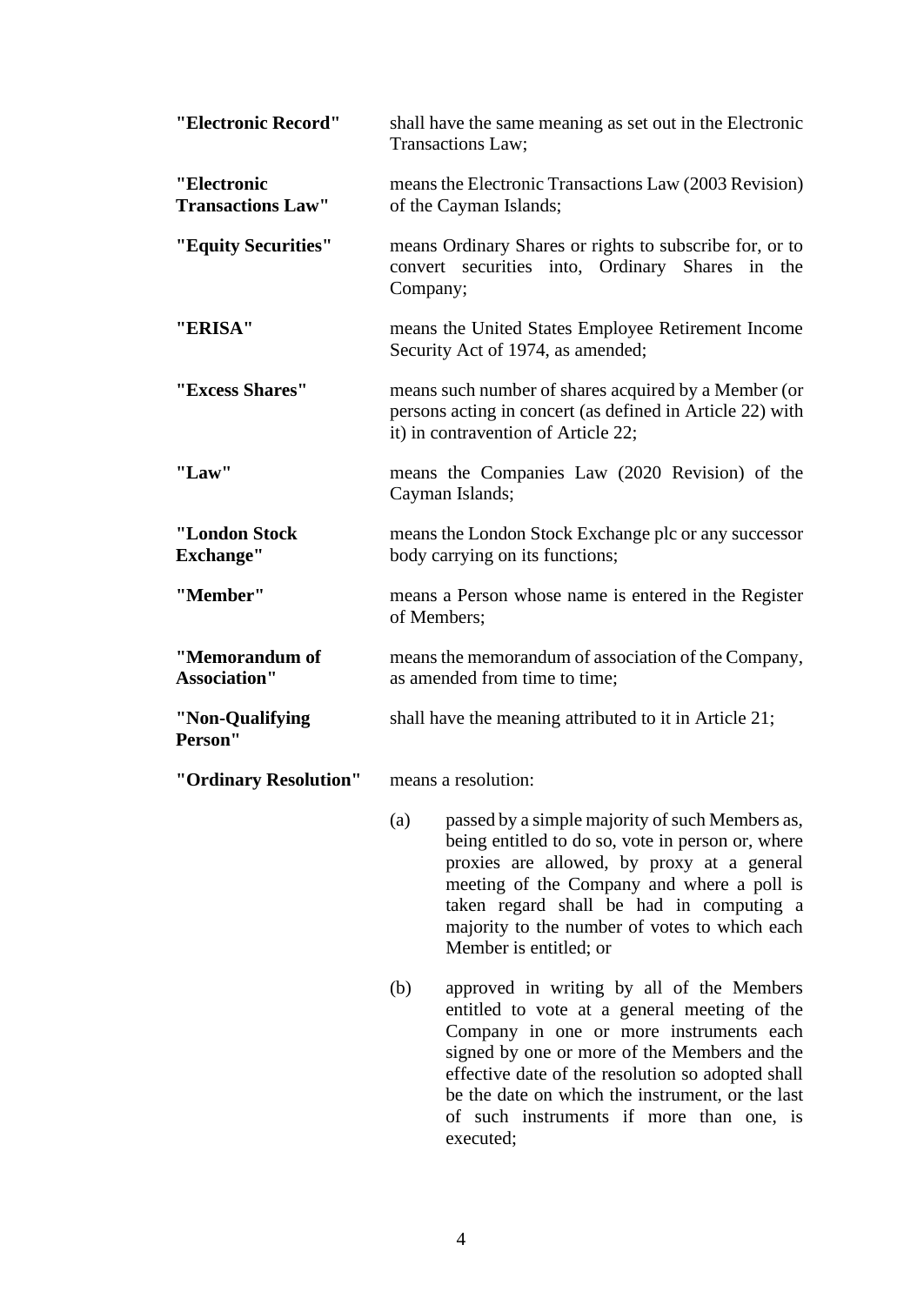**"Electronic Record"** shall have the same meaning as set out in the Electronic Transactions Law;

**"Electronic Transactions Law"** means the Electronic Transactions Law (2003 Revision) of the Cayman Islands;

**"Equity Securities"** means Ordinary Shares or rights to subscribe for, or to convert securities into, Ordinary Shares in the Company;

**"ERISA"** means the United States Employee Retirement Income Security Act of 1974, as amended;

**"Excess Shares"** means such number of shares acquired by a Member (or persons acting in concert (as defined in Article 22) with it) in contravention of Article 22;

**"Law"** means the Companies Law (2020 Revision) of the Cayman Islands;

**"London Stock Exchange"** means the London Stock Exchange plc or any successor body carrying on its functions;

**"Member"** means a Person whose name is entered in the Register of Members;

**"Memorandum of Association"** means the memorandum of association of the Company, as amended from time to time;

**"Non-Qualifying Person"** shall have the meaning attributed to it in Article 21;

**"Ordinary Resolution"** means a resolution:

(a) passed by a simple majority of such Members as, being entitled to do so, vote in person or, where proxies are allowed, by proxy at a general meeting of the Company and where a poll is taken regard shall be had in computing a majority to the number of votes to which each Member is entitled; or

(b) approved in writing by all of the Members entitled to vote at a general meeting of the Company in one or more instruments each signed by one or more of the Members and the effective date of the resolution so adopted shall be the date on which the instrument, or the last of such instruments if more than one, is executed;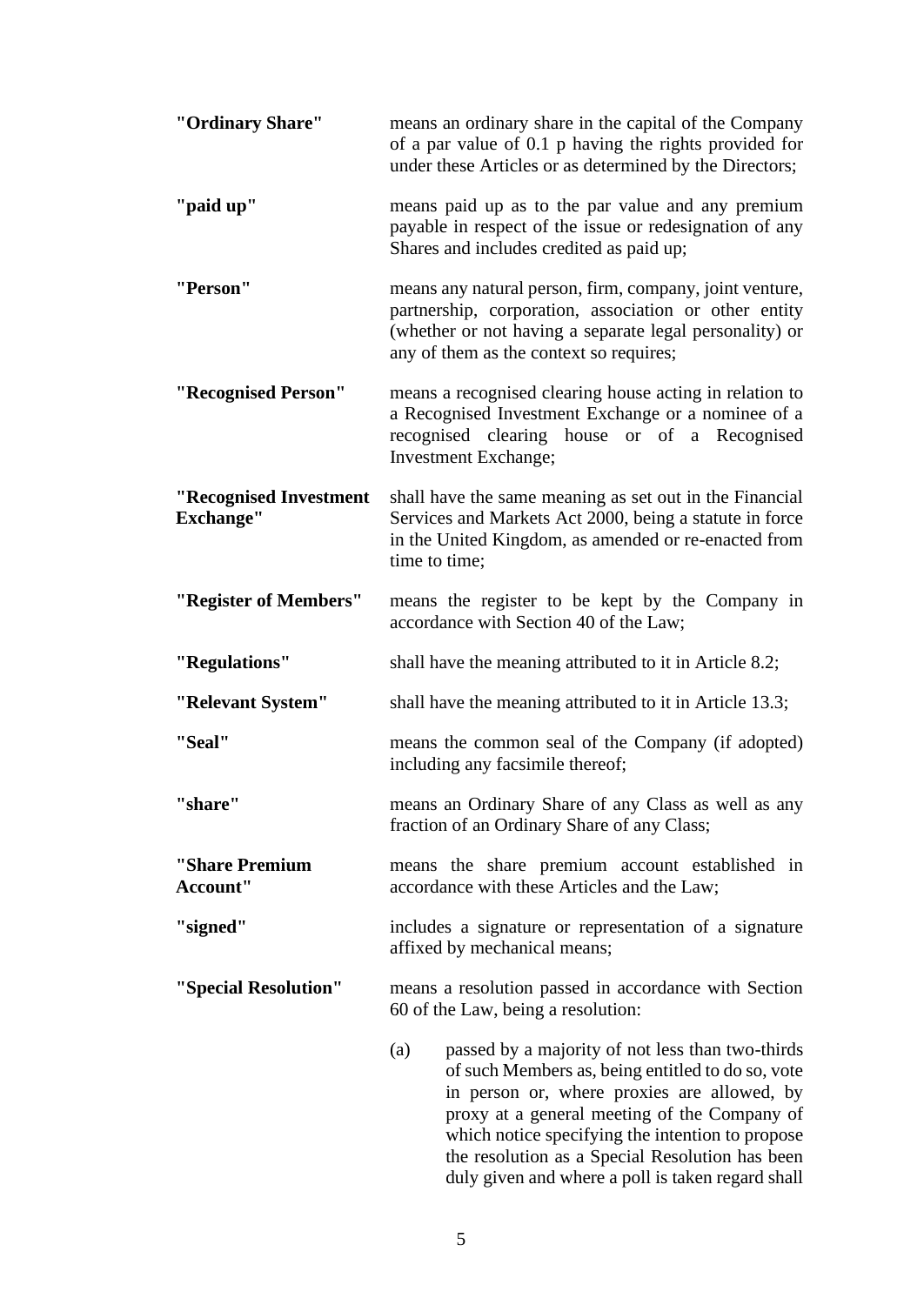**"Ordinary Share"** means an ordinary share in the capital of the Company of a par value of 0.1 p having the rights provided for under these Articles or as determined by the Directors;

**"paid up"** means paid up as to the par value and any premium payable in respect of the issue or redesignation of any Shares and includes credited as paid up;

**"Person"** means any natural person, firm, company, joint venture, partnership, corporation, association or other entity (whether or not having a separate legal personality) or any of them as the context so requires;

**"Recognised Person"** means a recognised clearing house acting in relation to a Recognised Investment Exchange or a nominee of a recognised clearing house or of a Recognised Investment Exchange;

**"Recognised Investment Exchange"** shall have the same meaning as set out in the Financial Services and Markets Act 2000, being a statute in force in the United Kingdom, as amended or re-enacted from time to time;

**"Register of Members"** means the register to be kept by the Company in accordance with Section 40 of the Law;

**"Regulations"** shall have the meaning attributed to it in Article 8.2;

**"Relevant System"** shall have the meaning attributed to it in Article 13.3;

**"Seal"** means the common seal of the Company (if adopted) including any facsimile thereof;

**"share"** means an Ordinary Share of any Class as well as any fraction of an Ordinary Share of any Class;

**"Share Premium Account"** means the share premium account established in accordance with these Articles and the Law;

**"signed"** includes a signature or representation of a signature affixed by mechanical means;

**"Special Resolution"** means a resolution passed in accordance with Section 60 of the Law, being a resolution:

(a) passed by a majority of not less than two-thirds of such Members as, being entitled to do so, vote in person or, where proxies are allowed, by proxy at a general meeting of the Company of which notice specifying the intention to propose the resolution as a Special Resolution has been duly given and where a poll is taken regard shall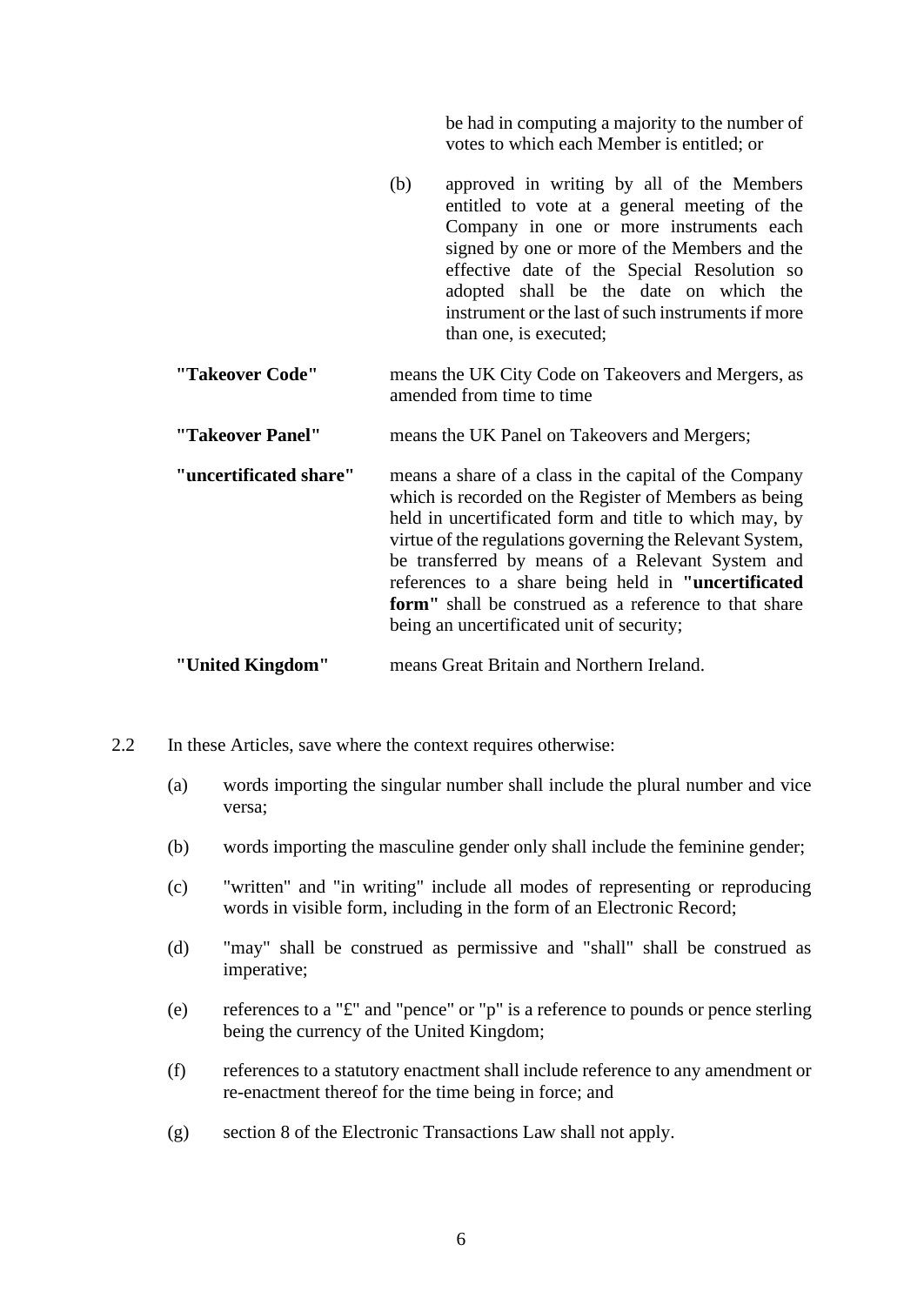be had in computing a majority to the number of votes to which each Member is entitled; or

(b) approved in writing by all of the Members entitled to vote at a general meeting of the Company in one or more instruments each signed by one or more of the Members and the effective date of the Special Resolution so adopted shall be the date on which the instrument or the last of such instruments if more than one, is executed;

| | |
|---|---|
| **"Takeover Code"** | means the UK City Code on Takeovers and Mergers, as amended from time to time |
| **"Takeover Panel"** | means the UK Panel on Takeovers and Mergers; |
| **"uncertificated share"** | means a share of a class in the capital of the Company which is recorded on the Register of Members as being held in uncertificated form and title to which may, by virtue of the regulations governing the Relevant System, be transferred by means of a Relevant System and references to a share being held in **"uncertificated form"** shall be construed as a reference to that share being an uncertificated unit of security; |
| **"United Kingdom"** | means Great Britain and Northern Ireland. |

2.2 In these Articles, save where the context requires otherwise:

(a) words importing the singular number shall include the plural number and vice versa;

(b) words importing the masculine gender only shall include the feminine gender;

(c) "written" and "in writing" include all modes of representing or reproducing words in visible form, including in the form of an Electronic Record;

(d) "may" shall be construed as permissive and "shall" shall be construed as imperative;

(e) references to a "£" and "pence" or "p" is a reference to pounds or pence sterling being the currency of the United Kingdom;

(f) references to a statutory enactment shall include reference to any amendment or re-enactment thereof for the time being in force; and

(g) section 8 of the Electronic Transactions Law shall not apply.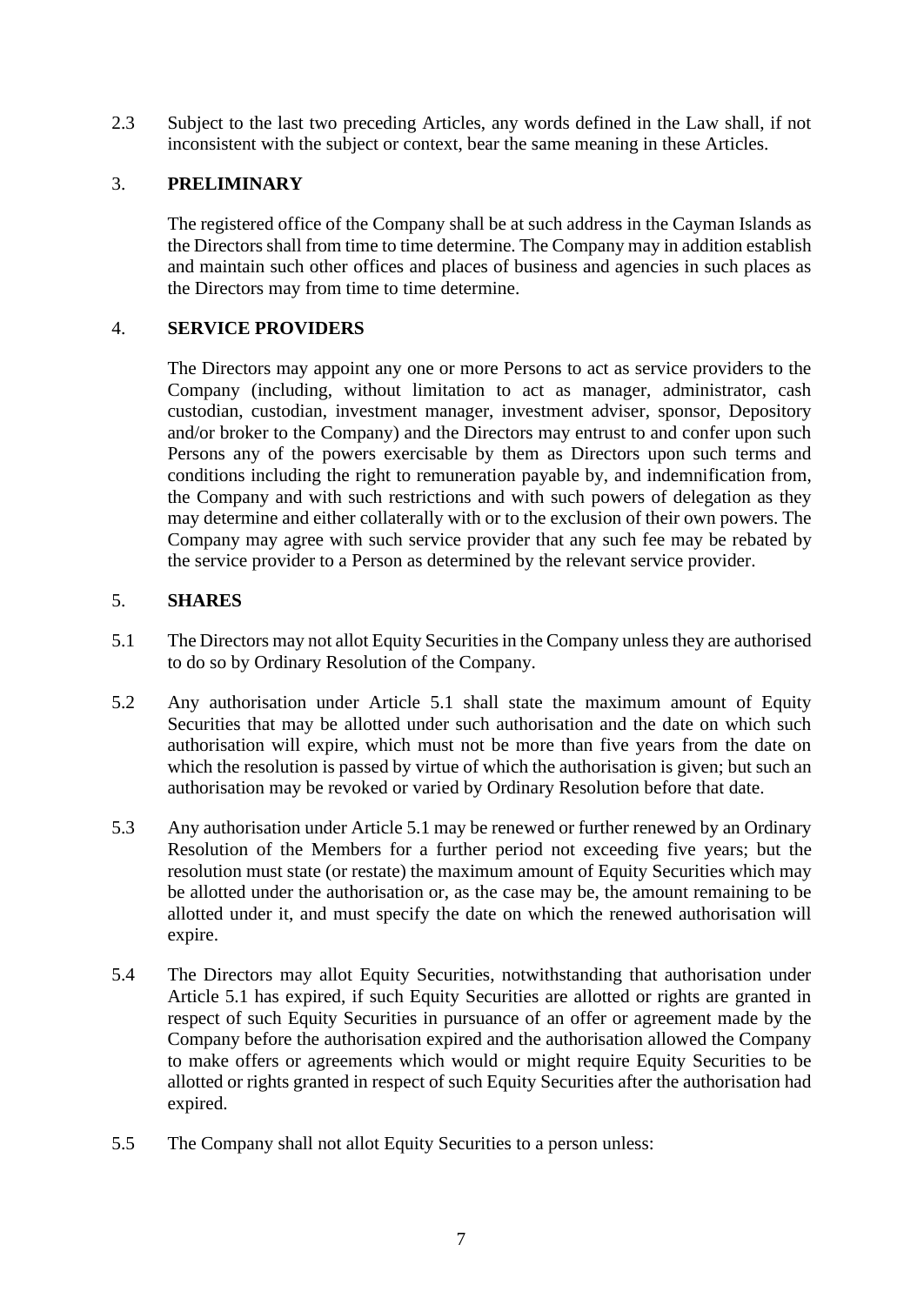2.3 Subject to the last two preceding Articles, any words defined in the Law shall, if not inconsistent with the subject or context, bear the same meaning in these Articles.

## 3. PRELIMINARY

The registered office of the Company shall be at such address in the Cayman Islands as the Directors shall from time to time determine. The Company may in addition establish and maintain such other offices and places of business and agencies in such places as the Directors may from time to time determine.

## 4. SERVICE PROVIDERS

The Directors may appoint any one or more Persons to act as service providers to the Company (including, without limitation to act as manager, administrator, cash custodian, custodian, investment manager, investment adviser, sponsor, Depository and/or broker to the Company) and the Directors may entrust to and confer upon such Persons any of the powers exercisable by them as Directors upon such terms and conditions including the right to remuneration payable by, and indemnification from, the Company and with such restrictions and with such powers of delegation as they may determine and either collaterally with or to the exclusion of their own powers. The Company may agree with such service provider that any such fee may be rebated by the service provider to a Person as determined by the relevant service provider.

## 5. SHARES

5.1 The Directors may not allot Equity Securities in the Company unless they are authorised to do so by Ordinary Resolution of the Company.

5.2 Any authorisation under Article 5.1 shall state the maximum amount of Equity Securities that may be allotted under such authorisation and the date on which such authorisation will expire, which must not be more than five years from the date on which the resolution is passed by virtue of which the authorisation is given; but such an authorisation may be revoked or varied by Ordinary Resolution before that date.

5.3 Any authorisation under Article 5.1 may be renewed or further renewed by an Ordinary Resolution of the Members for a further period not exceeding five years; but the resolution must state (or restate) the maximum amount of Equity Securities which may be allotted under the authorisation or, as the case may be, the amount remaining to be allotted under it, and must specify the date on which the renewed authorisation will expire.

5.4 The Directors may allot Equity Securities, notwithstanding that authorisation under Article 5.1 has expired, if such Equity Securities are allotted or rights are granted in respect of such Equity Securities in pursuance of an offer or agreement made by the Company before the authorisation expired and the authorisation allowed the Company to make offers or agreements which would or might require Equity Securities to be allotted or rights granted in respect of such Equity Securities after the authorisation had expired.

5.5 The Company shall not allot Equity Securities to a person unless: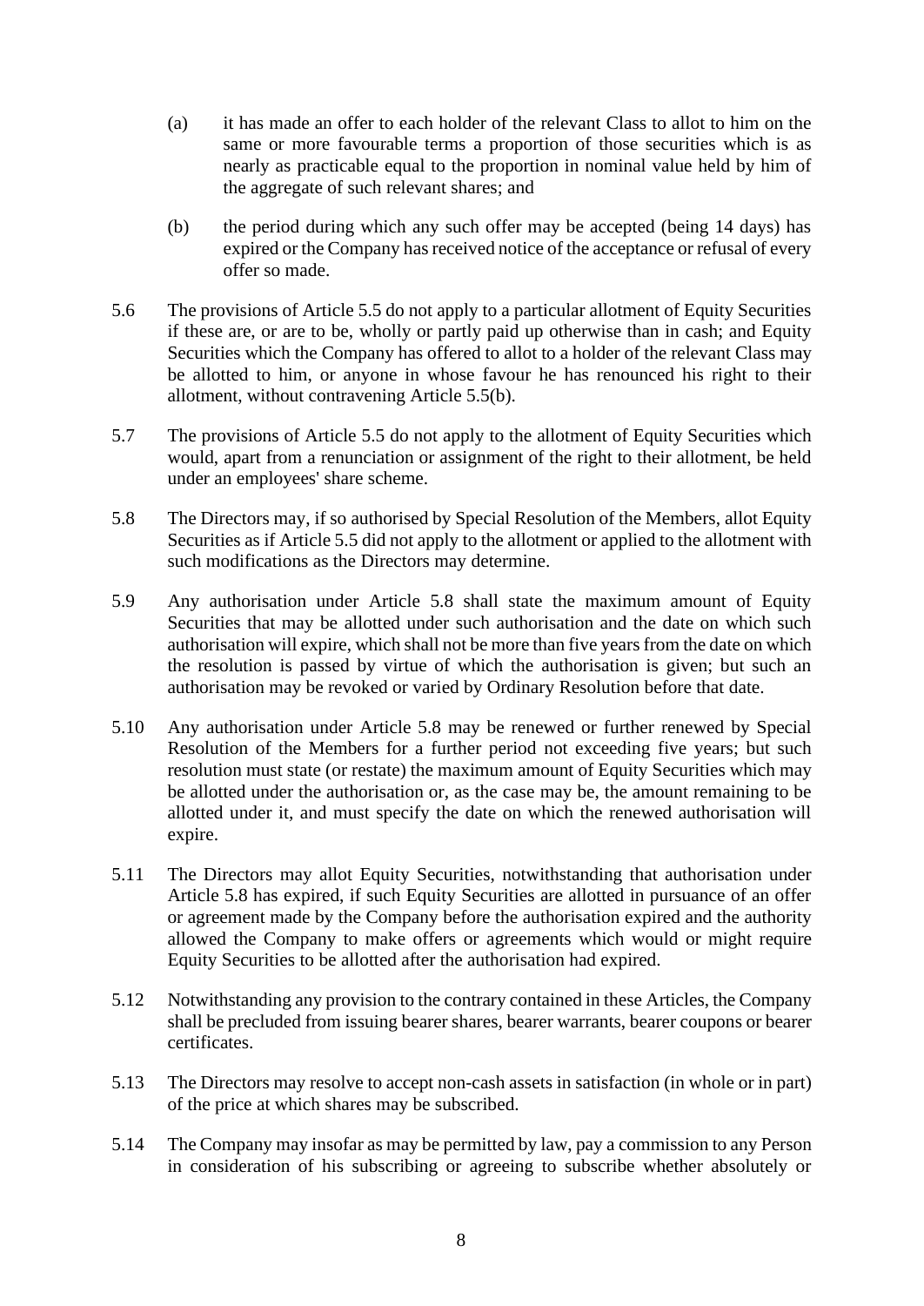(a) it has made an offer to each holder of the relevant Class to allot to him on the same or more favourable terms a proportion of those securities which is as nearly as practicable equal to the proportion in nominal value held by him of the aggregate of such relevant shares; and

(b) the period during which any such offer may be accepted (being 14 days) has expired or the Company has received notice of the acceptance or refusal of every offer so made.

5.6 The provisions of Article 5.5 do not apply to a particular allotment of Equity Securities if these are, or are to be, wholly or partly paid up otherwise than in cash; and Equity Securities which the Company has offered to allot to a holder of the relevant Class may be allotted to him, or anyone in whose favour he has renounced his right to their allotment, without contravening Article 5.5(b).

5.7 The provisions of Article 5.5 do not apply to the allotment of Equity Securities which would, apart from a renunciation or assignment of the right to their allotment, be held under an employees' share scheme.

5.8 The Directors may, if so authorised by Special Resolution of the Members, allot Equity Securities as if Article 5.5 did not apply to the allotment or applied to the allotment with such modifications as the Directors may determine.

5.9 Any authorisation under Article 5.8 shall state the maximum amount of Equity Securities that may be allotted under such authorisation and the date on which such authorisation will expire, which shall not be more than five years from the date on which the resolution is passed by virtue of which the authorisation is given; but such an authorisation may be revoked or varied by Ordinary Resolution before that date.

5.10 Any authorisation under Article 5.8 may be renewed or further renewed by Special Resolution of the Members for a further period not exceeding five years; but such resolution must state (or restate) the maximum amount of Equity Securities which may be allotted under the authorisation or, as the case may be, the amount remaining to be allotted under it, and must specify the date on which the renewed authorisation will expire.

5.11 The Directors may allot Equity Securities, notwithstanding that authorisation under Article 5.8 has expired, if such Equity Securities are allotted in pursuance of an offer or agreement made by the Company before the authorisation expired and the authority allowed the Company to make offers or agreements which would or might require Equity Securities to be allotted after the authorisation had expired.

5.12 Notwithstanding any provision to the contrary contained in these Articles, the Company shall be precluded from issuing bearer shares, bearer warrants, bearer coupons or bearer certificates.

5.13 The Directors may resolve to accept non-cash assets in satisfaction (in whole or in part) of the price at which shares may be subscribed.

5.14 The Company may insofar as may be permitted by law, pay a commission to any Person in consideration of his subscribing or agreeing to subscribe whether absolutely or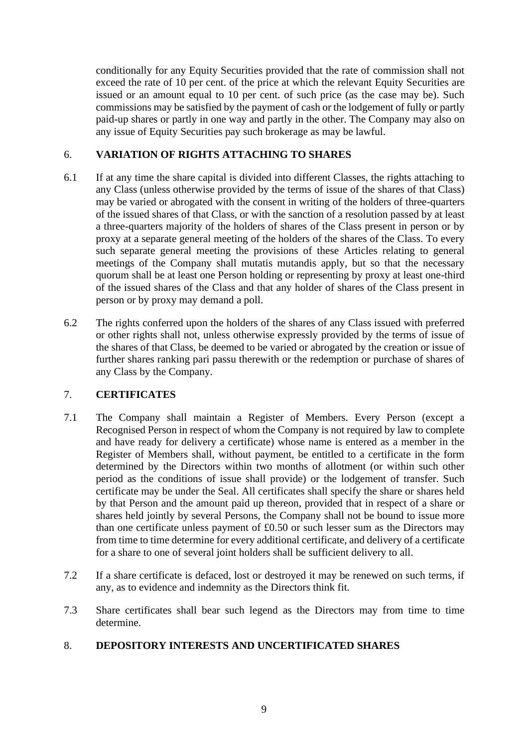conditionally for any Equity Securities provided that the rate of commission shall not exceed the rate of 10 per cent. of the price at which the relevant Equity Securities are issued or an amount equal to 10 per cent. of such price (as the case may be). Such commissions may be satisfied by the payment of cash or the lodgement of fully or partly paid-up shares or partly in one way and partly in the other. The Company may also on any issue of Equity Securities pay such brokerage as may be lawful.

## 6. VARIATION OF RIGHTS ATTACHING TO SHARES

6.1 If at any time the share capital is divided into different Classes, the rights attaching to any Class (unless otherwise provided by the terms of issue of the shares of that Class) may be varied or abrogated with the consent in writing of the holders of three-quarters of the issued shares of that Class, or with the sanction of a resolution passed by at least a three-quarters majority of the holders of shares of the Class present in person or by proxy at a separate general meeting of the holders of the shares of the Class. To every such separate general meeting the provisions of these Articles relating to general meetings of the Company shall mutatis mutandis apply, but so that the necessary quorum shall be at least one Person holding or representing by proxy at least one-third of the issued shares of the Class and that any holder of shares of the Class present in person or by proxy may demand a poll.

6.2 The rights conferred upon the holders of the shares of any Class issued with preferred or other rights shall not, unless otherwise expressly provided by the terms of issue of the shares of that Class, be deemed to be varied or abrogated by the creation or issue of further shares ranking pari passu therewith or the redemption or purchase of shares of any Class by the Company.

## 7. CERTIFICATES

7.1 The Company shall maintain a Register of Members. Every Person (except a Recognised Person in respect of whom the Company is not required by law to complete and have ready for delivery a certificate) whose name is entered as a member in the Register of Members shall, without payment, be entitled to a certificate in the form determined by the Directors within two months of allotment (or within such other period as the conditions of issue shall provide) or the lodgement of transfer. Such certificate may be under the Seal. All certificates shall specify the share or shares held by that Person and the amount paid up thereon, provided that in respect of a share or shares held jointly by several Persons, the Company shall not be bound to issue more than one certificate unless payment of £0.50 or such lesser sum as the Directors may from time to time determine for every additional certificate, and delivery of a certificate for a share to one of several joint holders shall be sufficient delivery to all.

7.2 If a share certificate is defaced, lost or destroyed it may be renewed on such terms, if any, as to evidence and indemnity as the Directors think fit.

7.3 Share certificates shall bear such legend as the Directors may from time to time determine.

## 8. DEPOSITORY INTERESTS AND UNCERTIFICATED SHARES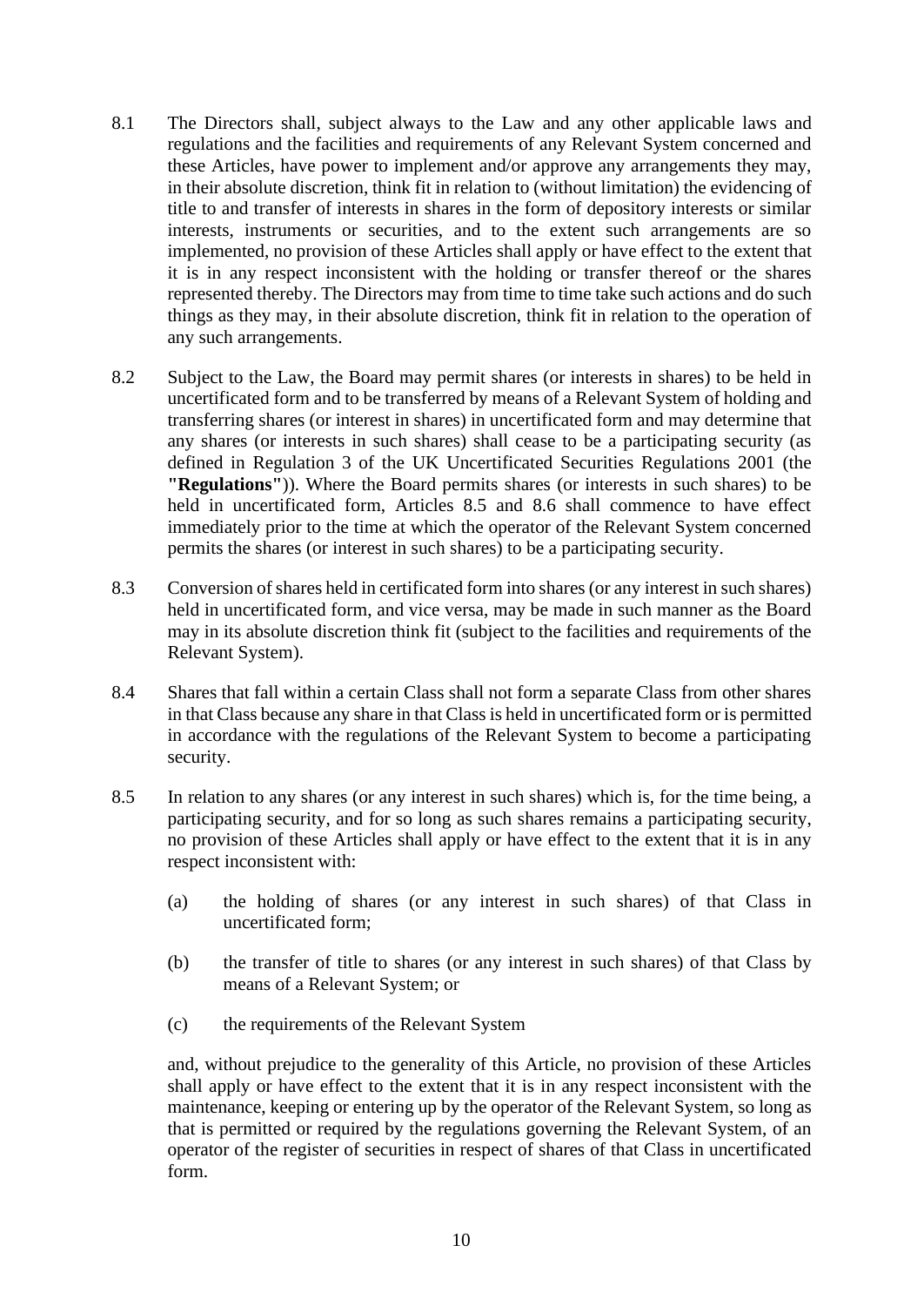8.1 The Directors shall, subject always to the Law and any other applicable laws and regulations and the facilities and requirements of any Relevant System concerned and these Articles, have power to implement and/or approve any arrangements they may, in their absolute discretion, think fit in relation to (without limitation) the evidencing of title to and transfer of interests in shares in the form of depository interests or similar interests, instruments or securities, and to the extent such arrangements are so implemented, no provision of these Articles shall apply or have effect to the extent that it is in any respect inconsistent with the holding or transfer thereof or the shares represented thereby. The Directors may from time to time take such actions and do such things as they may, in their absolute discretion, think fit in relation to the operation of any such arrangements.

8.2 Subject to the Law, the Board may permit shares (or interests in shares) to be held in uncertificated form and to be transferred by means of a Relevant System of holding and transferring shares (or interest in shares) in uncertificated form and may determine that any shares (or interests in such shares) shall cease to be a participating security (as defined in Regulation 3 of the UK Uncertificated Securities Regulations 2001 (the **"Regulations"**)). Where the Board permits shares (or interests in such shares) to be held in uncertificated form, Articles 8.5 and 8.6 shall commence to have effect immediately prior to the time at which the operator of the Relevant System concerned permits the shares (or interest in such shares) to be a participating security.

8.3 Conversion of shares held in certificated form into shares (or any interest in such shares) held in uncertificated form, and vice versa, may be made in such manner as the Board may in its absolute discretion think fit (subject to the facilities and requirements of the Relevant System).

8.4 Shares that fall within a certain Class shall not form a separate Class from other shares in that Class because any share in that Class is held in uncertificated form or is permitted in accordance with the regulations of the Relevant System to become a participating security.

8.5 In relation to any shares (or any interest in such shares) which is, for the time being, a participating security, and for so long as such shares remains a participating security, no provision of these Articles shall apply or have effect to the extent that it is in any respect inconsistent with:

(a) the holding of shares (or any interest in such shares) of that Class in uncertificated form;

(b) the transfer of title to shares (or any interest in such shares) of that Class by means of a Relevant System; or

(c) the requirements of the Relevant System

and, without prejudice to the generality of this Article, no provision of these Articles shall apply or have effect to the extent that it is in any respect inconsistent with the maintenance, keeping or entering up by the operator of the Relevant System, so long as that is permitted or required by the regulations governing the Relevant System, of an operator of the register of securities in respect of shares of that Class in uncertificated form.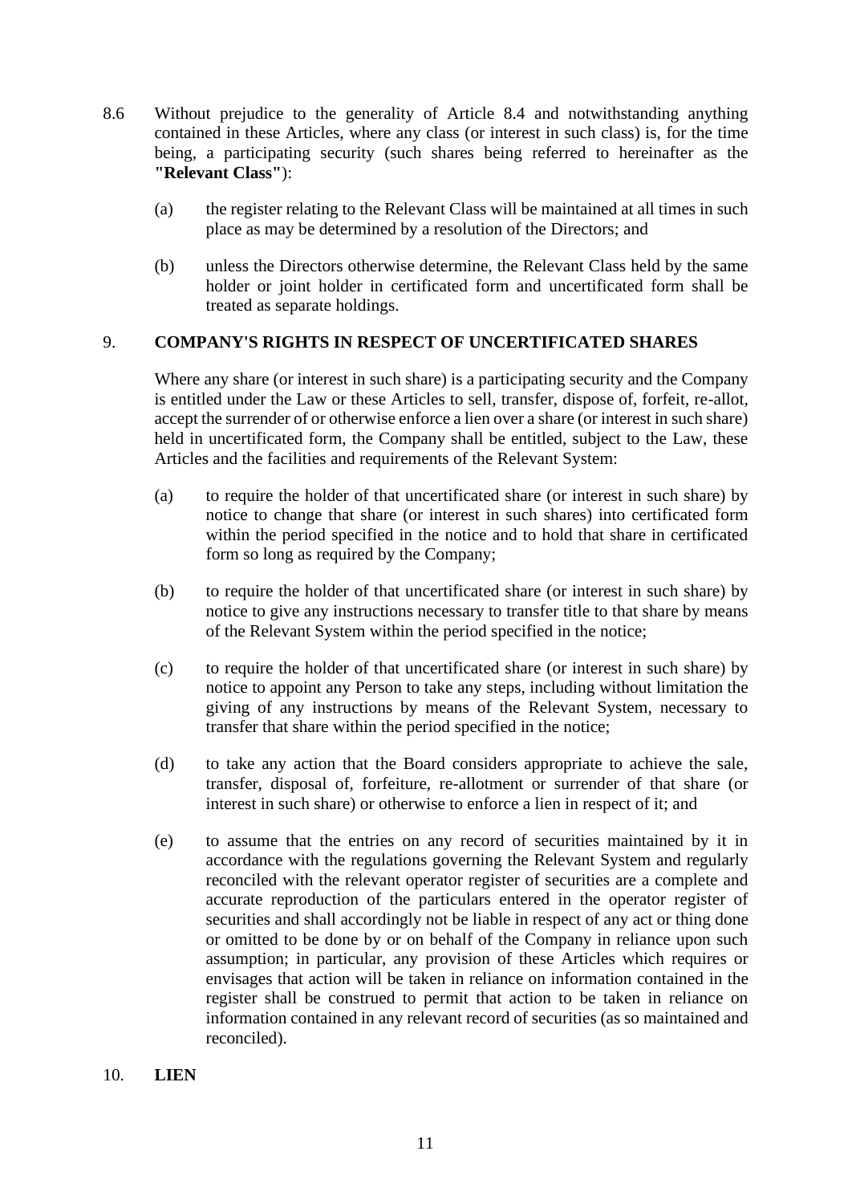8.6 Without prejudice to the generality of Article 8.4 and notwithstanding anything contained in these Articles, where any class (or interest in such class) is, for the time being, a participating security (such shares being referred to hereinafter as the **"Relevant Class"**):

(a) the register relating to the Relevant Class will be maintained at all times in such place as may be determined by a resolution of the Directors; and

(b) unless the Directors otherwise determine, the Relevant Class held by the same holder or joint holder in certificated form and uncertificated form shall be treated as separate holdings.

## 9. COMPANY'S RIGHTS IN RESPECT OF UNCERTIFICATED SHARES

Where any share (or interest in such share) is a participating security and the Company is entitled under the Law or these Articles to sell, transfer, dispose of, forfeit, re-allot, accept the surrender of or otherwise enforce a lien over a share (or interest in such share) held in uncertificated form, the Company shall be entitled, subject to the Law, these Articles and the facilities and requirements of the Relevant System:

(a) to require the holder of that uncertificated share (or interest in such share) by notice to change that share (or interest in such shares) into certificated form within the period specified in the notice and to hold that share in certificated form so long as required by the Company;

(b) to require the holder of that uncertificated share (or interest in such share) by notice to give any instructions necessary to transfer title to that share by means of the Relevant System within the period specified in the notice;

(c) to require the holder of that uncertificated share (or interest in such share) by notice to appoint any Person to take any steps, including without limitation the giving of any instructions by means of the Relevant System, necessary to transfer that share within the period specified in the notice;

(d) to take any action that the Board considers appropriate to achieve the sale, transfer, disposal of, forfeiture, re-allotment or surrender of that share (or interest in such share) or otherwise to enforce a lien in respect of it; and

(e) to assume that the entries on any record of securities maintained by it in accordance with the regulations governing the Relevant System and regularly reconciled with the relevant operator register of securities are a complete and accurate reproduction of the particulars entered in the operator register of securities and shall accordingly not be liable in respect of any act or thing done or omitted to be done by or on behalf of the Company in reliance upon such assumption; in particular, any provision of these Articles which requires or envisages that action will be taken in reliance on information contained in the register shall be construed to permit that action to be taken in reliance on information contained in any relevant record of securities (as so maintained and reconciled).

## 10. LIEN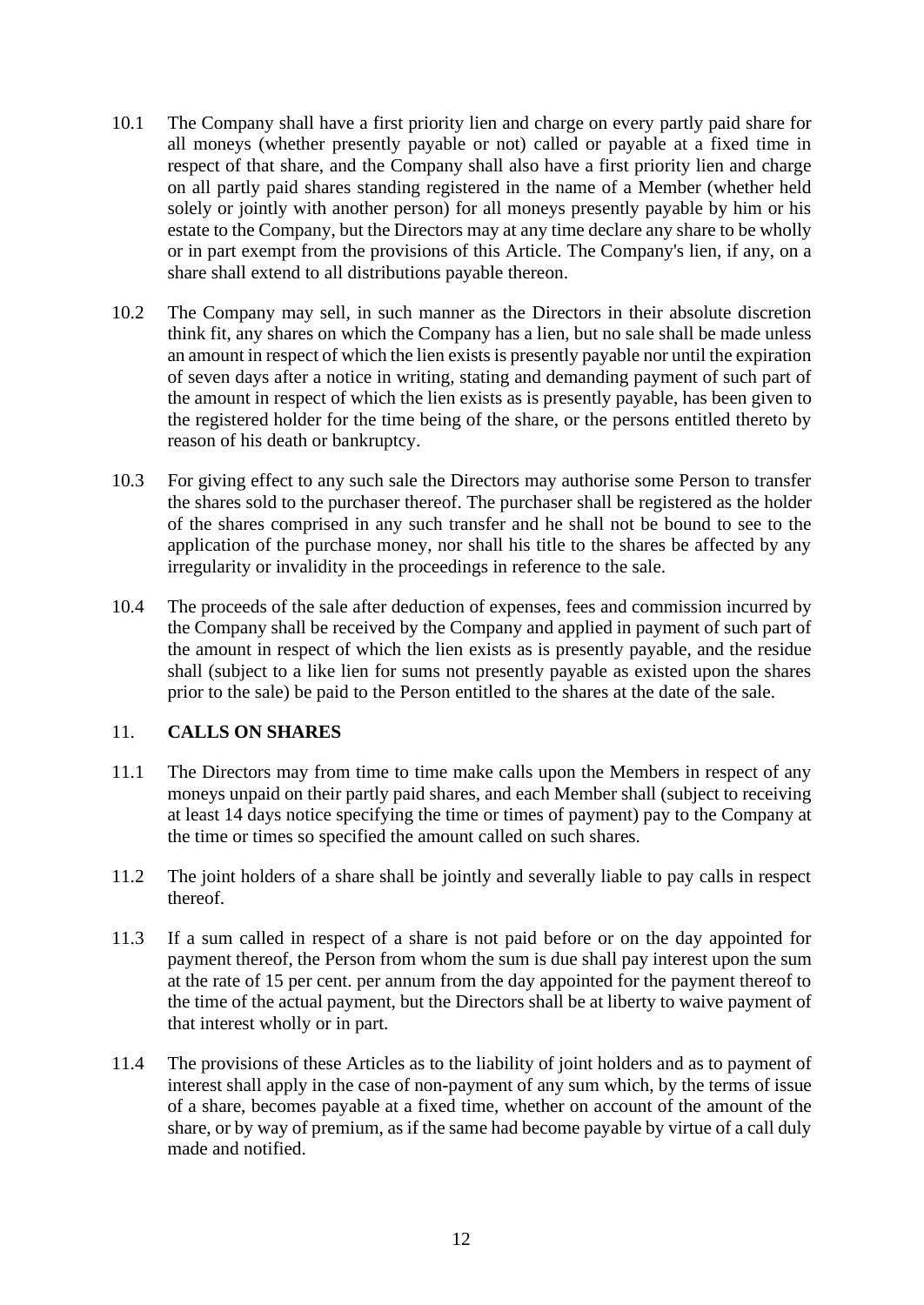10.1 The Company shall have a first priority lien and charge on every partly paid share for all moneys (whether presently payable or not) called or payable at a fixed time in respect of that share, and the Company shall also have a first priority lien and charge on all partly paid shares standing registered in the name of a Member (whether held solely or jointly with another person) for all moneys presently payable by him or his estate to the Company, but the Directors may at any time declare any share to be wholly or in part exempt from the provisions of this Article. The Company's lien, if any, on a share shall extend to all distributions payable thereon.

10.2 The Company may sell, in such manner as the Directors in their absolute discretion think fit, any shares on which the Company has a lien, but no sale shall be made unless an amount in respect of which the lien exists is presently payable nor until the expiration of seven days after a notice in writing, stating and demanding payment of such part of the amount in respect of which the lien exists as is presently payable, has been given to the registered holder for the time being of the share, or the persons entitled thereto by reason of his death or bankruptcy.

10.3 For giving effect to any such sale the Directors may authorise some Person to transfer the shares sold to the purchaser thereof. The purchaser shall be registered as the holder of the shares comprised in any such transfer and he shall not be bound to see to the application of the purchase money, nor shall his title to the shares be affected by any irregularity or invalidity in the proceedings in reference to the sale.

10.4 The proceeds of the sale after deduction of expenses, fees and commission incurred by the Company shall be received by the Company and applied in payment of such part of the amount in respect of which the lien exists as is presently payable, and the residue shall (subject to a like lien for sums not presently payable as existed upon the shares prior to the sale) be paid to the Person entitled to the shares at the date of the sale.

## 11. CALLS ON SHARES

11.1 The Directors may from time to time make calls upon the Members in respect of any moneys unpaid on their partly paid shares, and each Member shall (subject to receiving at least 14 days notice specifying the time or times of payment) pay to the Company at the time or times so specified the amount called on such shares.

11.2 The joint holders of a share shall be jointly and severally liable to pay calls in respect thereof.

11.3 If a sum called in respect of a share is not paid before or on the day appointed for payment thereof, the Person from whom the sum is due shall pay interest upon the sum at the rate of 15 per cent. per annum from the day appointed for the payment thereof to the time of the actual payment, but the Directors shall be at liberty to waive payment of that interest wholly or in part.

11.4 The provisions of these Articles as to the liability of joint holders and as to payment of interest shall apply in the case of non-payment of any sum which, by the terms of issue of a share, becomes payable at a fixed time, whether on account of the amount of the share, or by way of premium, as if the same had become payable by virtue of a call duly made and notified.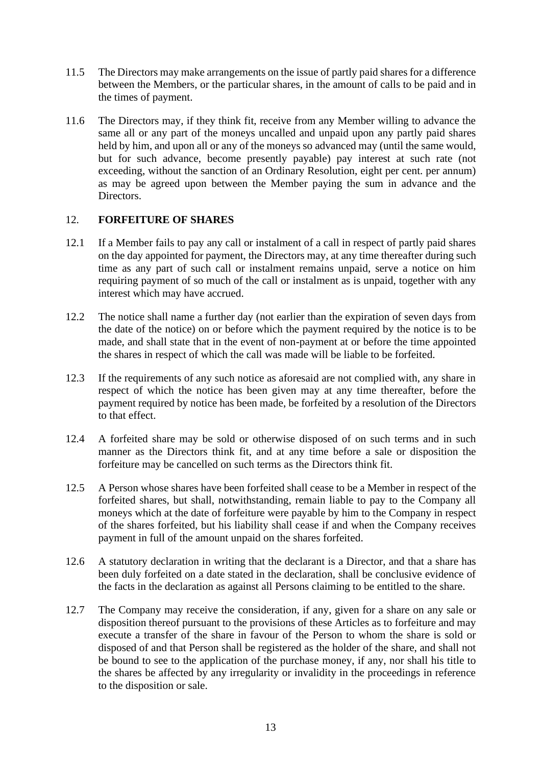11.5 The Directors may make arrangements on the issue of partly paid shares for a difference between the Members, or the particular shares, in the amount of calls to be paid and in the times of payment.

11.6 The Directors may, if they think fit, receive from any Member willing to advance the same all or any part of the moneys uncalled and unpaid upon any partly paid shares held by him, and upon all or any of the moneys so advanced may (until the same would, but for such advance, become presently payable) pay interest at such rate (not exceeding, without the sanction of an Ordinary Resolution, eight per cent. per annum) as may be agreed upon between the Member paying the sum in advance and the Directors.

## 12. FORFEITURE OF SHARES

12.1 If a Member fails to pay any call or instalment of a call in respect of partly paid shares on the day appointed for payment, the Directors may, at any time thereafter during such time as any part of such call or instalment remains unpaid, serve a notice on him requiring payment of so much of the call or instalment as is unpaid, together with any interest which may have accrued.

12.2 The notice shall name a further day (not earlier than the expiration of seven days from the date of the notice) on or before which the payment required by the notice is to be made, and shall state that in the event of non-payment at or before the time appointed the shares in respect of which the call was made will be liable to be forfeited.

12.3 If the requirements of any such notice as aforesaid are not complied with, any share in respect of which the notice has been given may at any time thereafter, before the payment required by notice has been made, be forfeited by a resolution of the Directors to that effect.

12.4 A forfeited share may be sold or otherwise disposed of on such terms and in such manner as the Directors think fit, and at any time before a sale or disposition the forfeiture may be cancelled on such terms as the Directors think fit.

12.5 A Person whose shares have been forfeited shall cease to be a Member in respect of the forfeited shares, but shall, notwithstanding, remain liable to pay to the Company all moneys which at the date of forfeiture were payable by him to the Company in respect of the shares forfeited, but his liability shall cease if and when the Company receives payment in full of the amount unpaid on the shares forfeited.

12.6 A statutory declaration in writing that the declarant is a Director, and that a share has been duly forfeited on a date stated in the declaration, shall be conclusive evidence of the facts in the declaration as against all Persons claiming to be entitled to the share.

12.7 The Company may receive the consideration, if any, given for a share on any sale or disposition thereof pursuant to the provisions of these Articles as to forfeiture and may execute a transfer of the share in favour of the Person to whom the share is sold or disposed of and that Person shall be registered as the holder of the share, and shall not be bound to see to the application of the purchase money, if any, nor shall his title to the shares be affected by any irregularity or invalidity in the proceedings in reference to the disposition or sale.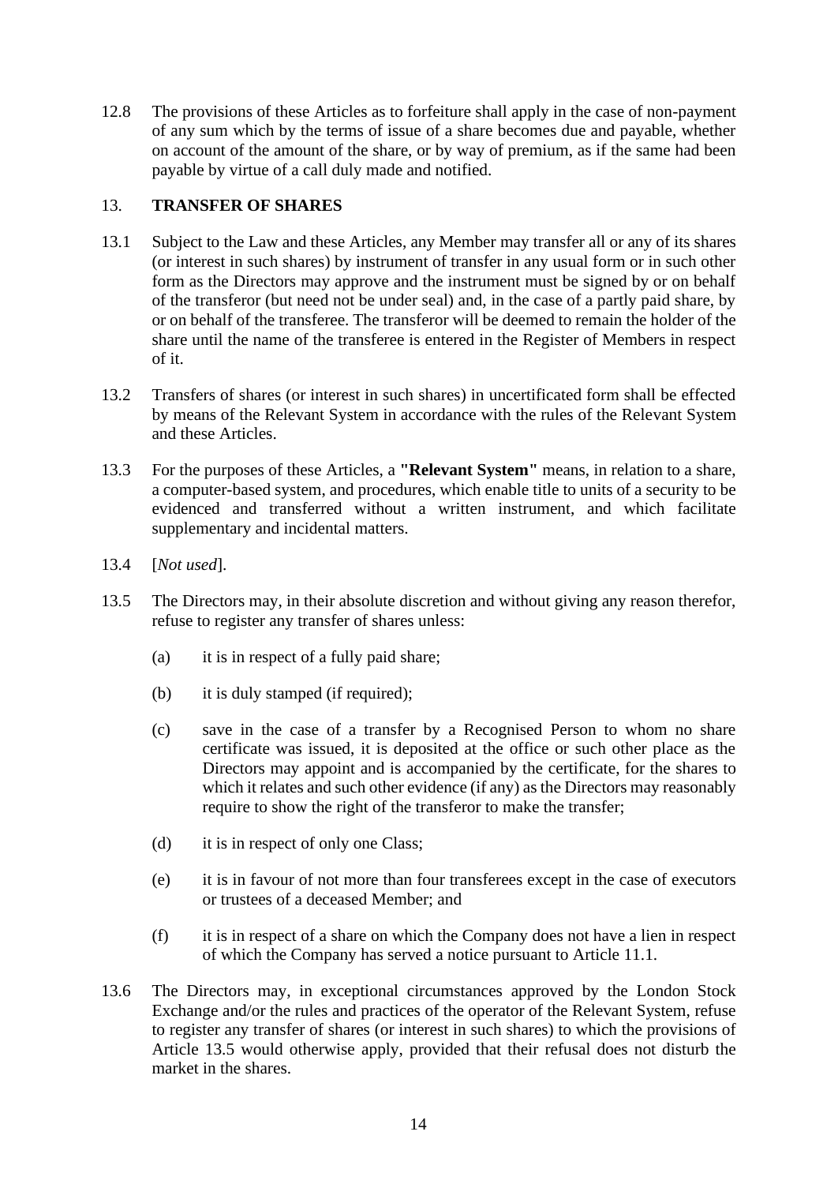12.8 The provisions of these Articles as to forfeiture shall apply in the case of non-payment of any sum which by the terms of issue of a share becomes due and payable, whether on account of the amount of the share, or by way of premium, as if the same had been payable by virtue of a call duly made and notified.

## 13. TRANSFER OF SHARES

13.1 Subject to the Law and these Articles, any Member may transfer all or any of its shares (or interest in such shares) by instrument of transfer in any usual form or in such other form as the Directors may approve and the instrument must be signed by or on behalf of the transferor (but need not be under seal) and, in the case of a partly paid share, by or on behalf of the transferee. The transferor will be deemed to remain the holder of the share until the name of the transferee is entered in the Register of Members in respect of it.

13.2 Transfers of shares (or interest in such shares) in uncertificated form shall be effected by means of the Relevant System in accordance with the rules of the Relevant System and these Articles.

13.3 For the purposes of these Articles, a **"Relevant System"** means, in relation to a share, a computer-based system, and procedures, which enable title to units of a security to be evidenced and transferred without a written instrument, and which facilitate supplementary and incidental matters.

13.4 [*Not used*].

13.5 The Directors may, in their absolute discretion and without giving any reason therefor, refuse to register any transfer of shares unless:

(a) it is in respect of a fully paid share;

(b) it is duly stamped (if required);

(c) save in the case of a transfer by a Recognised Person to whom no share certificate was issued, it is deposited at the office or such other place as the Directors may appoint and is accompanied by the certificate, for the shares to which it relates and such other evidence (if any) as the Directors may reasonably require to show the right of the transferor to make the transfer;

(d) it is in respect of only one Class;

(e) it is in favour of not more than four transferees except in the case of executors or trustees of a deceased Member; and

(f) it is in respect of a share on which the Company does not have a lien in respect of which the Company has served a notice pursuant to Article 11.1.

13.6 The Directors may, in exceptional circumstances approved by the London Stock Exchange and/or the rules and practices of the operator of the Relevant System, refuse to register any transfer of shares (or interest in such shares) to which the provisions of Article 13.5 would otherwise apply, provided that their refusal does not disturb the market in the shares.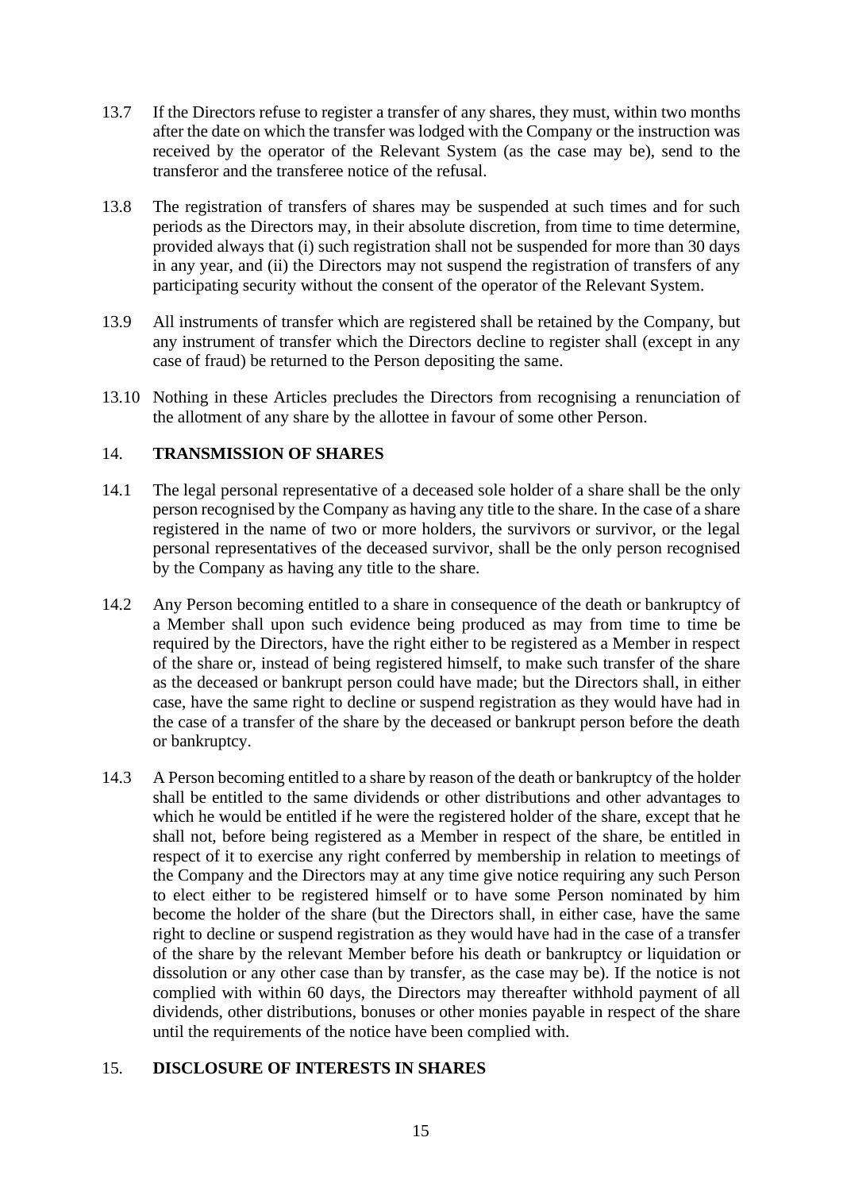13.7 If the Directors refuse to register a transfer of any shares, they must, within two months after the date on which the transfer was lodged with the Company or the instruction was received by the operator of the Relevant System (as the case may be), send to the transferor and the transferee notice of the refusal.

13.8 The registration of transfers of shares may be suspended at such times and for such periods as the Directors may, in their absolute discretion, from time to time determine, provided always that (i) such registration shall not be suspended for more than 30 days in any year, and (ii) the Directors may not suspend the registration of transfers of any participating security without the consent of the operator of the Relevant System.

13.9 All instruments of transfer which are registered shall be retained by the Company, but any instrument of transfer which the Directors decline to register shall (except in any case of fraud) be returned to the Person depositing the same.

13.10 Nothing in these Articles precludes the Directors from recognising a renunciation of the allotment of any share by the allottee in favour of some other Person.

## 14. TRANSMISSION OF SHARES

14.1 The legal personal representative of a deceased sole holder of a share shall be the only person recognised by the Company as having any title to the share. In the case of a share registered in the name of two or more holders, the survivors or survivor, or the legal personal representatives of the deceased survivor, shall be the only person recognised by the Company as having any title to the share.

14.2 Any Person becoming entitled to a share in consequence of the death or bankruptcy of a Member shall upon such evidence being produced as may from time to time be required by the Directors, have the right either to be registered as a Member in respect of the share or, instead of being registered himself, to make such transfer of the share as the deceased or bankrupt person could have made; but the Directors shall, in either case, have the same right to decline or suspend registration as they would have had in the case of a transfer of the share by the deceased or bankrupt person before the death or bankruptcy.

14.3 A Person becoming entitled to a share by reason of the death or bankruptcy of the holder shall be entitled to the same dividends or other distributions and other advantages to which he would be entitled if he were the registered holder of the share, except that he shall not, before being registered as a Member in respect of the share, be entitled in respect of it to exercise any right conferred by membership in relation to meetings of the Company and the Directors may at any time give notice requiring any such Person to elect either to be registered himself or to have some Person nominated by him become the holder of the share (but the Directors shall, in either case, have the same right to decline or suspend registration as they would have had in the case of a transfer of the share by the relevant Member before his death or bankruptcy or liquidation or dissolution or any other case than by transfer, as the case may be). If the notice is not complied with within 60 days, the Directors may thereafter withhold payment of all dividends, other distributions, bonuses or other monies payable in respect of the share until the requirements of the notice have been complied with.

## 15. DISCLOSURE OF INTERESTS IN SHARES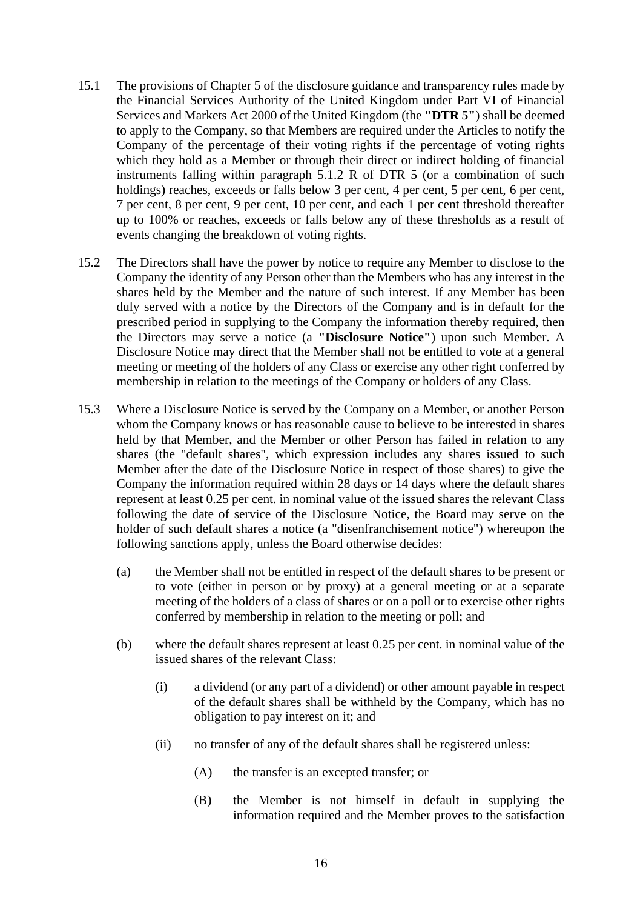15.1 The provisions of Chapter 5 of the disclosure guidance and transparency rules made by the Financial Services Authority of the United Kingdom under Part VI of Financial Services and Markets Act 2000 of the United Kingdom (the **"DTR 5"**) shall be deemed to apply to the Company, so that Members are required under the Articles to notify the Company of the percentage of their voting rights if the percentage of voting rights which they hold as a Member or through their direct or indirect holding of financial instruments falling within paragraph 5.1.2 R of DTR 5 (or a combination of such holdings) reaches, exceeds or falls below 3 per cent, 4 per cent, 5 per cent, 6 per cent, 7 per cent, 8 per cent, 9 per cent, 10 per cent, and each 1 per cent threshold thereafter up to 100% or reaches, exceeds or falls below any of these thresholds as a result of events changing the breakdown of voting rights.

15.2 The Directors shall have the power by notice to require any Member to disclose to the Company the identity of any Person other than the Members who has any interest in the shares held by the Member and the nature of such interest. If any Member has been duly served with a notice by the Directors of the Company and is in default for the prescribed period in supplying to the Company the information thereby required, then the Directors may serve a notice (a **"Disclosure Notice"**) upon such Member. A Disclosure Notice may direct that the Member shall not be entitled to vote at a general meeting or meeting of the holders of any Class or exercise any other right conferred by membership in relation to the meetings of the Company or holders of any Class.

15.3 Where a Disclosure Notice is served by the Company on a Member, or another Person whom the Company knows or has reasonable cause to believe to be interested in shares held by that Member, and the Member or other Person has failed in relation to any shares (the "default shares", which expression includes any shares issued to such Member after the date of the Disclosure Notice in respect of those shares) to give the Company the information required within 28 days or 14 days where the default shares represent at least 0.25 per cent. in nominal value of the issued shares the relevant Class following the date of service of the Disclosure Notice, the Board may serve on the holder of such default shares a notice (a "disenfranchisement notice") whereupon the following sanctions apply, unless the Board otherwise decides:

(a) the Member shall not be entitled in respect of the default shares to be present or to vote (either in person or by proxy) at a general meeting or at a separate meeting of the holders of a class of shares or on a poll or to exercise other rights conferred by membership in relation to the meeting or poll; and

(b) where the default shares represent at least 0.25 per cent. in nominal value of the issued shares of the relevant Class:

(i) a dividend (or any part of a dividend) or other amount payable in respect of the default shares shall be withheld by the Company, which has no obligation to pay interest on it; and

(ii) no transfer of any of the default shares shall be registered unless:

(A) the transfer is an excepted transfer; or

(B) the Member is not himself in default in supplying the information required and the Member proves to the satisfaction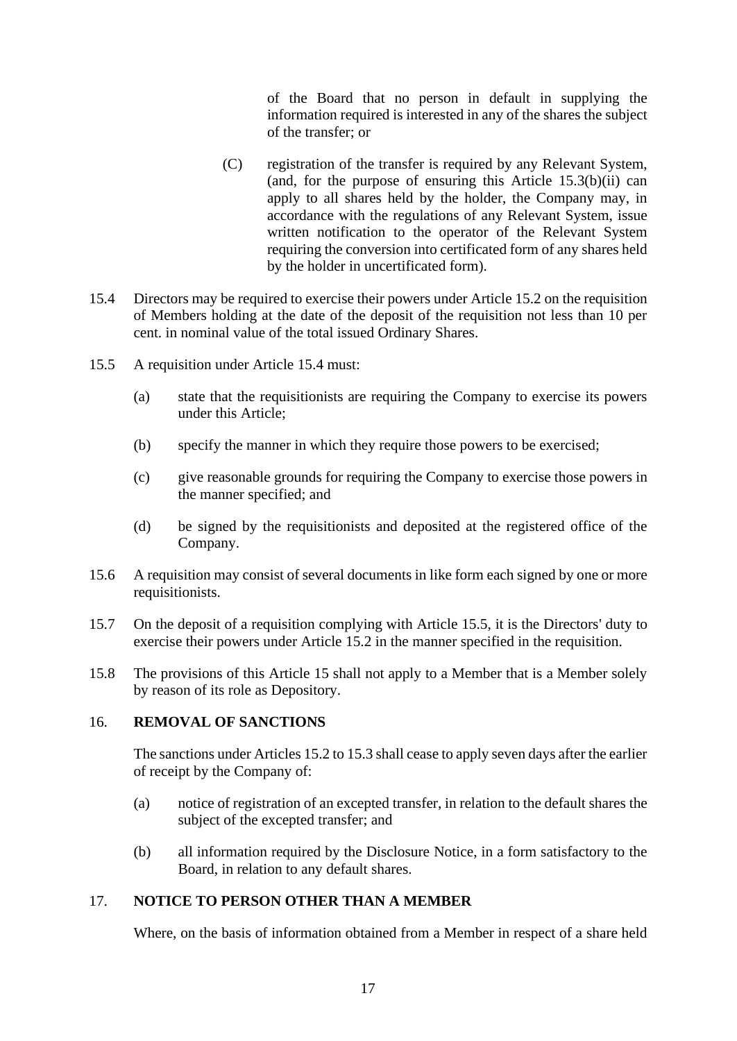of the Board that no person in default in supplying the information required is interested in any of the shares the subject of the transfer; or

(C) registration of the transfer is required by any Relevant System, (and, for the purpose of ensuring this Article 15.3(b)(ii) can apply to all shares held by the holder, the Company may, in accordance with the regulations of any Relevant System, issue written notification to the operator of the Relevant System requiring the conversion into certificated form of any shares held by the holder in uncertificated form).

15.4 Directors may be required to exercise their powers under Article 15.2 on the requisition of Members holding at the date of the deposit of the requisition not less than 10 per cent. in nominal value of the total issued Ordinary Shares.

15.5 A requisition under Article 15.4 must:

(a) state that the requisitionists are requiring the Company to exercise its powers under this Article;

(b) specify the manner in which they require those powers to be exercised;

(c) give reasonable grounds for requiring the Company to exercise those powers in the manner specified; and

(d) be signed by the requisitionists and deposited at the registered office of the Company.

15.6 A requisition may consist of several documents in like form each signed by one or more requisitionists.

15.7 On the deposit of a requisition complying with Article 15.5, it is the Directors' duty to exercise their powers under Article 15.2 in the manner specified in the requisition.

15.8 The provisions of this Article 15 shall not apply to a Member that is a Member solely by reason of its role as Depository.

## 16. REMOVAL OF SANCTIONS

The sanctions under Articles 15.2 to 15.3 shall cease to apply seven days after the earlier of receipt by the Company of:

(a) notice of registration of an excepted transfer, in relation to the default shares the subject of the excepted transfer; and

(b) all information required by the Disclosure Notice, in a form satisfactory to the Board, in relation to any default shares.

## 17. NOTICE TO PERSON OTHER THAN A MEMBER

Where, on the basis of information obtained from a Member in respect of a share held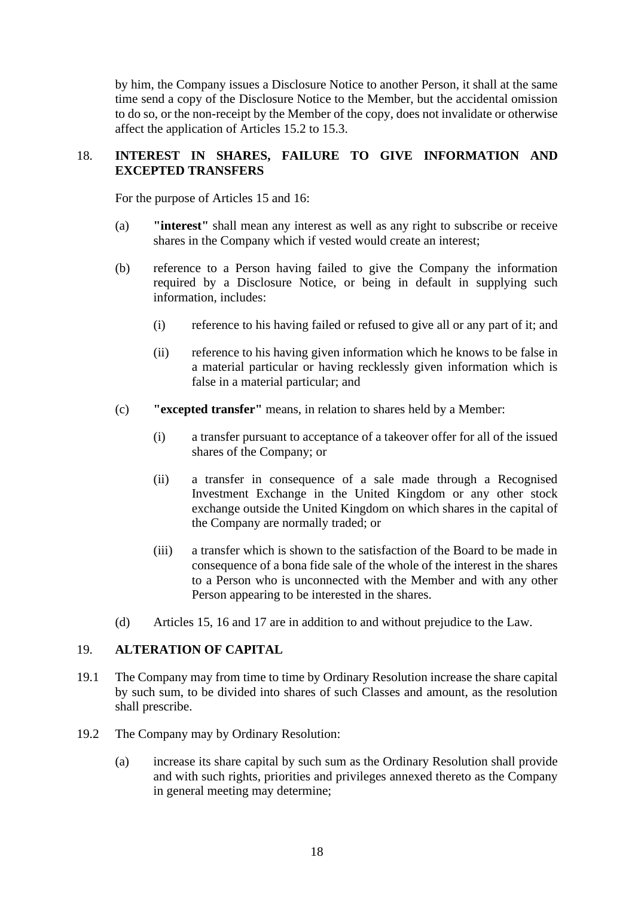by him, the Company issues a Disclosure Notice to another Person, it shall at the same time send a copy of the Disclosure Notice to the Member, but the accidental omission to do so, or the non-receipt by the Member of the copy, does not invalidate or otherwise affect the application of Articles 15.2 to 15.3.

## 18. INTEREST IN SHARES, FAILURE TO GIVE INFORMATION AND EXCEPTED TRANSFERS

For the purpose of Articles 15 and 16:

(a) **"interest"** shall mean any interest as well as any right to subscribe or receive shares in the Company which if vested would create an interest;

(b) reference to a Person having failed to give the Company the information required by a Disclosure Notice, or being in default in supplying such information, includes:

  (i) reference to his having failed or refused to give all or any part of it; and

  (ii) reference to his having given information which he knows to be false in a material particular or having recklessly given information which is false in a material particular; and

(c) **"excepted transfer"** means, in relation to shares held by a Member:

  (i) a transfer pursuant to acceptance of a takeover offer for all of the issued shares of the Company; or

  (ii) a transfer in consequence of a sale made through a Recognised Investment Exchange in the United Kingdom or any other stock exchange outside the United Kingdom on which shares in the capital of the Company are normally traded; or

  (iii) a transfer which is shown to the satisfaction of the Board to be made in consequence of a bona fide sale of the whole of the interest in the shares to a Person who is unconnected with the Member and with any other Person appearing to be interested in the shares.

(d) Articles 15, 16 and 17 are in addition to and without prejudice to the Law.

## 19. ALTERATION OF CAPITAL

19.1 The Company may from time to time by Ordinary Resolution increase the share capital by such sum, to be divided into shares of such Classes and amount, as the resolution shall prescribe.

19.2 The Company may by Ordinary Resolution:

(a) increase its share capital by such sum as the Ordinary Resolution shall provide and with such rights, priorities and privileges annexed thereto as the Company in general meeting may determine;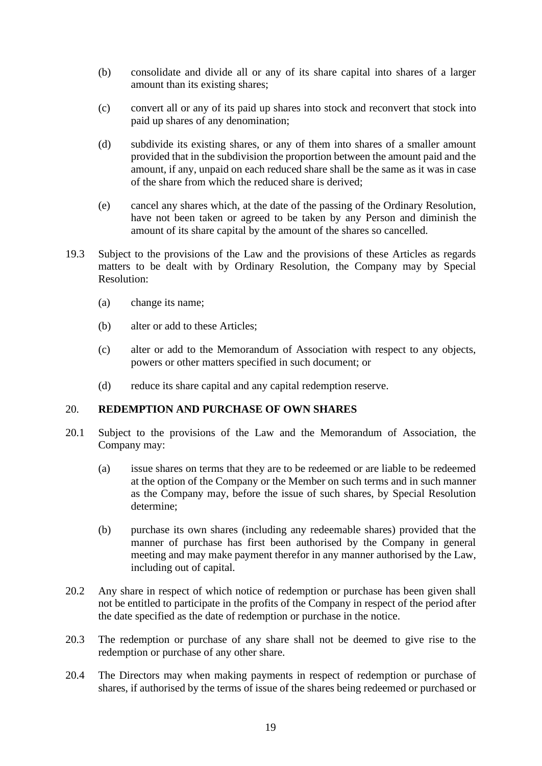(b) consolidate and divide all or any of its share capital into shares of a larger amount than its existing shares;

(c) convert all or any of its paid up shares into stock and reconvert that stock into paid up shares of any denomination;

(d) subdivide its existing shares, or any of them into shares of a smaller amount provided that in the subdivision the proportion between the amount paid and the amount, if any, unpaid on each reduced share shall be the same as it was in case of the share from which the reduced share is derived;

(e) cancel any shares which, at the date of the passing of the Ordinary Resolution, have not been taken or agreed to be taken by any Person and diminish the amount of its share capital by the amount of the shares so cancelled.

19.3 Subject to the provisions of the Law and the provisions of these Articles as regards matters to be dealt with by Ordinary Resolution, the Company may by Special Resolution:

(a) change its name;

(b) alter or add to these Articles;

(c) alter or add to the Memorandum of Association with respect to any objects, powers or other matters specified in such document; or

(d) reduce its share capital and any capital redemption reserve.

## 20. REDEMPTION AND PURCHASE OF OWN SHARES

20.1 Subject to the provisions of the Law and the Memorandum of Association, the Company may:

(a) issue shares on terms that they are to be redeemed or are liable to be redeemed at the option of the Company or the Member on such terms and in such manner as the Company may, before the issue of such shares, by Special Resolution determine;

(b) purchase its own shares (including any redeemable shares) provided that the manner of purchase has first been authorised by the Company in general meeting and may make payment therefor in any manner authorised by the Law, including out of capital.

20.2 Any share in respect of which notice of redemption or purchase has been given shall not be entitled to participate in the profits of the Company in respect of the period after the date specified as the date of redemption or purchase in the notice.

20.3 The redemption or purchase of any share shall not be deemed to give rise to the redemption or purchase of any other share.

20.4 The Directors may when making payments in respect of redemption or purchase of shares, if authorised by the terms of issue of the shares being redeemed or purchased or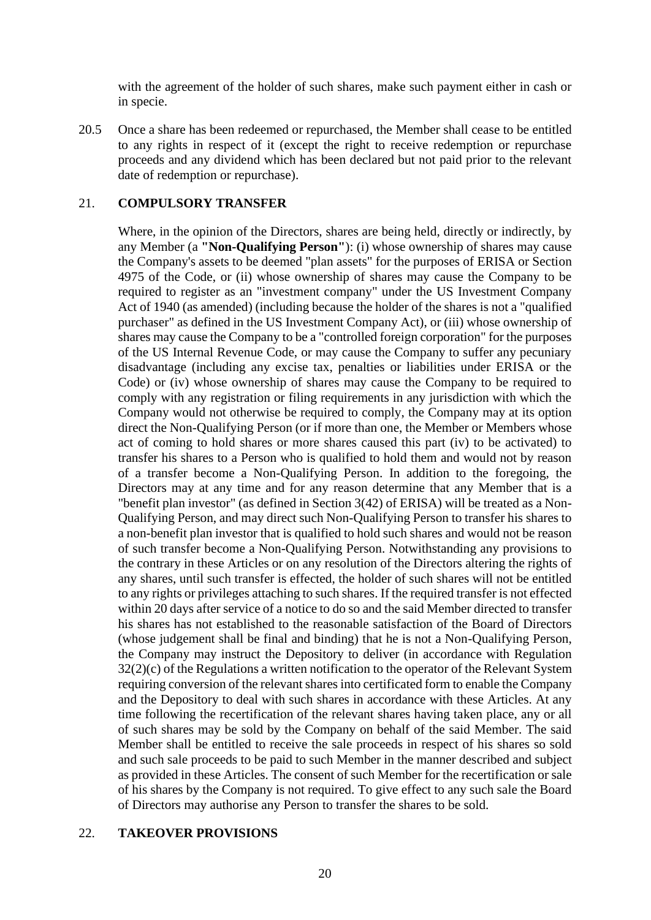with the agreement of the holder of such shares, make such payment either in cash or in specie.

20.5 Once a share has been redeemed or repurchased, the Member shall cease to be entitled to any rights in respect of it (except the right to receive redemption or repurchase proceeds and any dividend which has been declared but not paid prior to the relevant date of redemption or repurchase).

## 21. COMPULSORY TRANSFER

Where, in the opinion of the Directors, shares are being held, directly or indirectly, by any Member (a **"Non-Qualifying Person"**): (i) whose ownership of shares may cause the Company's assets to be deemed "plan assets" for the purposes of ERISA or Section 4975 of the Code, or (ii) whose ownership of shares may cause the Company to be required to register as an "investment company" under the US Investment Company Act of 1940 (as amended) (including because the holder of the shares is not a "qualified purchaser" as defined in the US Investment Company Act), or (iii) whose ownership of shares may cause the Company to be a "controlled foreign corporation" for the purposes of the US Internal Revenue Code, or may cause the Company to suffer any pecuniary disadvantage (including any excise tax, penalties or liabilities under ERISA or the Code) or (iv) whose ownership of shares may cause the Company to be required to comply with any registration or filing requirements in any jurisdiction with which the Company would not otherwise be required to comply, the Company may at its option direct the Non-Qualifying Person (or if more than one, the Member or Members whose act of coming to hold shares or more shares caused this part (iv) to be activated) to transfer his shares to a Person who is qualified to hold them and would not by reason of a transfer become a Non-Qualifying Person. In addition to the foregoing, the Directors may at any time and for any reason determine that any Member that is a "benefit plan investor" (as defined in Section 3(42) of ERISA) will be treated as a Non-Qualifying Person, and may direct such Non-Qualifying Person to transfer his shares to a non-benefit plan investor that is qualified to hold such shares and would not be reason of such transfer become a Non-Qualifying Person. Notwithstanding any provisions to the contrary in these Articles or on any resolution of the Directors altering the rights of any shares, until such transfer is effected, the holder of such shares will not be entitled to any rights or privileges attaching to such shares. If the required transfer is not effected within 20 days after service of a notice to do so and the said Member directed to transfer his shares has not established to the reasonable satisfaction of the Board of Directors (whose judgement shall be final and binding) that he is not a Non-Qualifying Person, the Company may instruct the Depository to deliver (in accordance with Regulation 32(2)(c) of the Regulations a written notification to the operator of the Relevant System requiring conversion of the relevant shares into certificated form to enable the Company and the Depository to deal with such shares in accordance with these Articles. At any time following the recertification of the relevant shares having taken place, any or all of such shares may be sold by the Company on behalf of the said Member. The said Member shall be entitled to receive the sale proceeds in respect of his shares so sold and such sale proceeds to be paid to such Member in the manner described and subject as provided in these Articles. The consent of such Member for the recertification or sale of his shares by the Company is not required. To give effect to any such sale the Board of Directors may authorise any Person to transfer the shares to be sold.

## 22. TAKEOVER PROVISIONS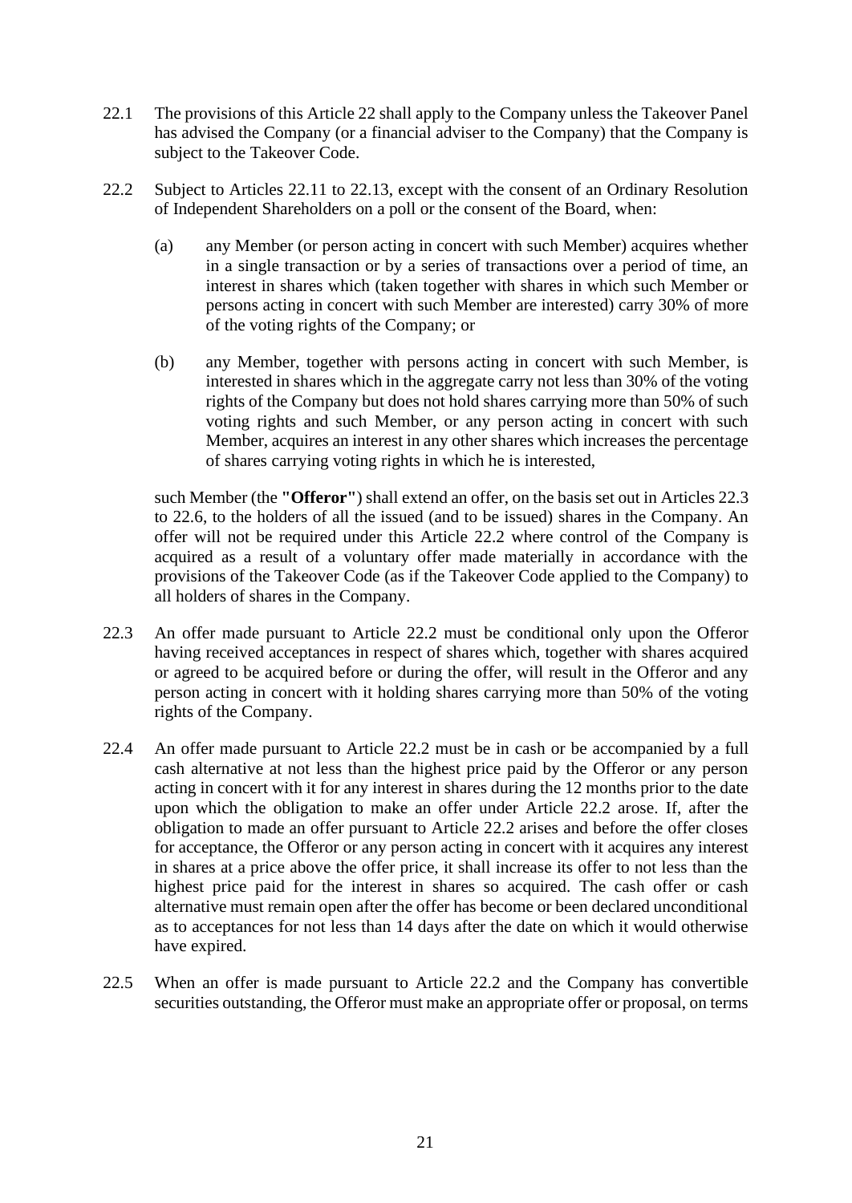22.1 The provisions of this Article 22 shall apply to the Company unless the Takeover Panel has advised the Company (or a financial adviser to the Company) that the Company is subject to the Takeover Code.

22.2 Subject to Articles 22.11 to 22.13, except with the consent of an Ordinary Resolution of Independent Shareholders on a poll or the consent of the Board, when:

(a) any Member (or person acting in concert with such Member) acquires whether in a single transaction or by a series of transactions over a period of time, an interest in shares which (taken together with shares in which such Member or persons acting in concert with such Member are interested) carry 30% of more of the voting rights of the Company; or

(b) any Member, together with persons acting in concert with such Member, is interested in shares which in the aggregate carry not less than 30% of the voting rights of the Company but does not hold shares carrying more than 50% of such voting rights and such Member, or any person acting in concert with such Member, acquires an interest in any other shares which increases the percentage of shares carrying voting rights in which he is interested,

such Member (the **"Offeror"**) shall extend an offer, on the basis set out in Articles 22.3 to 22.6, to the holders of all the issued (and to be issued) shares in the Company. An offer will not be required under this Article 22.2 where control of the Company is acquired as a result of a voluntary offer made materially in accordance with the provisions of the Takeover Code (as if the Takeover Code applied to the Company) to all holders of shares in the Company.

22.3 An offer made pursuant to Article 22.2 must be conditional only upon the Offeror having received acceptances in respect of shares which, together with shares acquired or agreed to be acquired before or during the offer, will result in the Offeror and any person acting in concert with it holding shares carrying more than 50% of the voting rights of the Company.

22.4 An offer made pursuant to Article 22.2 must be in cash or be accompanied by a full cash alternative at not less than the highest price paid by the Offeror or any person acting in concert with it for any interest in shares during the 12 months prior to the date upon which the obligation to make an offer under Article 22.2 arose. If, after the obligation to made an offer pursuant to Article 22.2 arises and before the offer closes for acceptance, the Offeror or any person acting in concert with it acquires any interest in shares at a price above the offer price, it shall increase its offer to not less than the highest price paid for the interest in shares so acquired. The cash offer or cash alternative must remain open after the offer has become or been declared unconditional as to acceptances for not less than 14 days after the date on which it would otherwise have expired.

22.5 When an offer is made pursuant to Article 22.2 and the Company has convertible securities outstanding, the Offeror must make an appropriate offer or proposal, on terms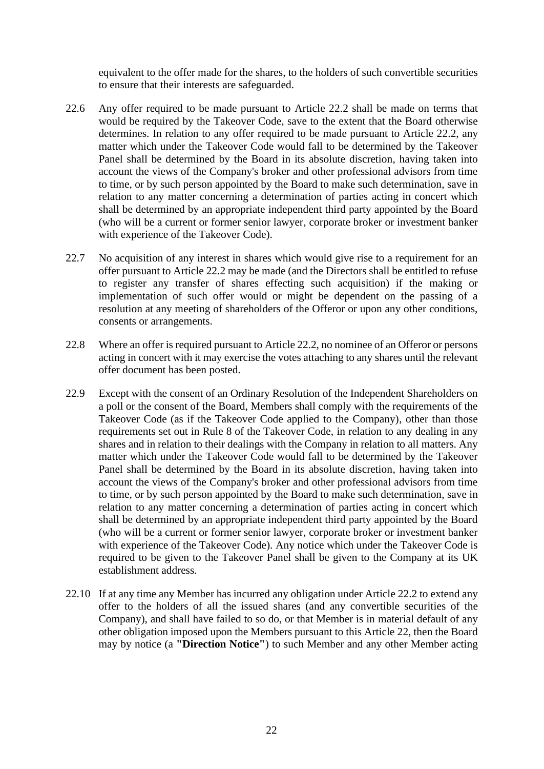equivalent to the offer made for the shares, to the holders of such convertible securities to ensure that their interests are safeguarded.

22.6 Any offer required to be made pursuant to Article 22.2 shall be made on terms that would be required by the Takeover Code, save to the extent that the Board otherwise determines. In relation to any offer required to be made pursuant to Article 22.2, any matter which under the Takeover Code would fall to be determined by the Takeover Panel shall be determined by the Board in its absolute discretion, having taken into account the views of the Company's broker and other professional advisors from time to time, or by such person appointed by the Board to make such determination, save in relation to any matter concerning a determination of parties acting in concert which shall be determined by an appropriate independent third party appointed by the Board (who will be a current or former senior lawyer, corporate broker or investment banker with experience of the Takeover Code).

22.7 No acquisition of any interest in shares which would give rise to a requirement for an offer pursuant to Article 22.2 may be made (and the Directors shall be entitled to refuse to register any transfer of shares effecting such acquisition) if the making or implementation of such offer would or might be dependent on the passing of a resolution at any meeting of shareholders of the Offeror or upon any other conditions, consents or arrangements.

22.8 Where an offer is required pursuant to Article 22.2, no nominee of an Offeror or persons acting in concert with it may exercise the votes attaching to any shares until the relevant offer document has been posted.

22.9 Except with the consent of an Ordinary Resolution of the Independent Shareholders on a poll or the consent of the Board, Members shall comply with the requirements of the Takeover Code (as if the Takeover Code applied to the Company), other than those requirements set out in Rule 8 of the Takeover Code, in relation to any dealing in any shares and in relation to their dealings with the Company in relation to all matters. Any matter which under the Takeover Code would fall to be determined by the Takeover Panel shall be determined by the Board in its absolute discretion, having taken into account the views of the Company's broker and other professional advisors from time to time, or by such person appointed by the Board to make such determination, save in relation to any matter concerning a determination of parties acting in concert which shall be determined by an appropriate independent third party appointed by the Board (who will be a current or former senior lawyer, corporate broker or investment banker with experience of the Takeover Code). Any notice which under the Takeover Code is required to be given to the Takeover Panel shall be given to the Company at its UK establishment address.

22.10 If at any time any Member has incurred any obligation under Article 22.2 to extend any offer to the holders of all the issued shares (and any convertible securities of the Company), and shall have failed to so do, or that Member is in material default of any other obligation imposed upon the Members pursuant to this Article 22, then the Board may by notice (a **"Direction Notice"**) to such Member and any other Member acting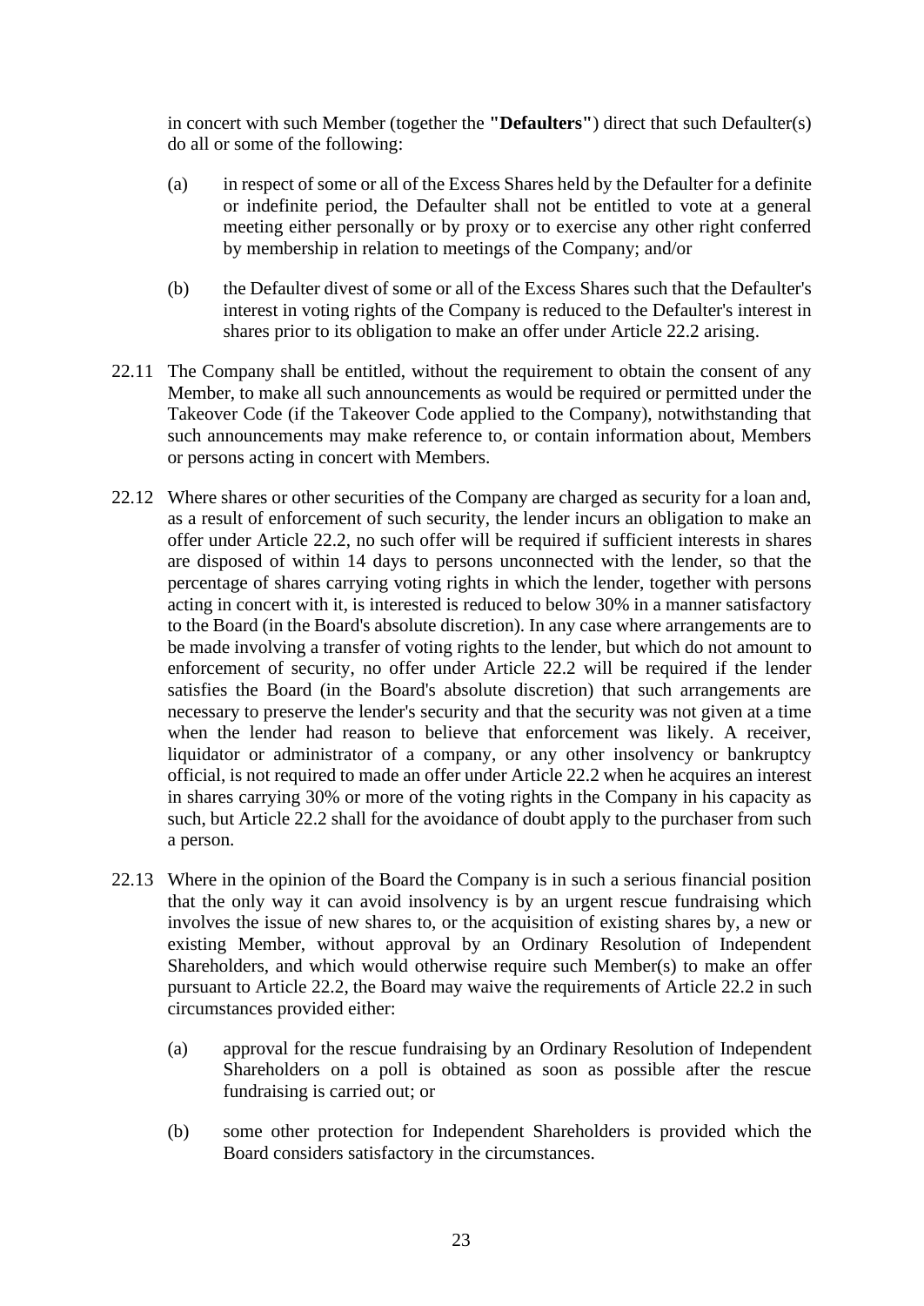in concert with such Member (together the **"Defaulters"**) direct that such Defaulter(s) do all or some of the following:

(a) in respect of some or all of the Excess Shares held by the Defaulter for a definite or indefinite period, the Defaulter shall not be entitled to vote at a general meeting either personally or by proxy or to exercise any other right conferred by membership in relation to meetings of the Company; and/or

(b) the Defaulter divest of some or all of the Excess Shares such that the Defaulter's interest in voting rights of the Company is reduced to the Defaulter's interest in shares prior to its obligation to make an offer under Article 22.2 arising.

22.11 The Company shall be entitled, without the requirement to obtain the consent of any Member, to make all such announcements as would be required or permitted under the Takeover Code (if the Takeover Code applied to the Company), notwithstanding that such announcements may make reference to, or contain information about, Members or persons acting in concert with Members.

22.12 Where shares or other securities of the Company are charged as security for a loan and, as a result of enforcement of such security, the lender incurs an obligation to make an offer under Article 22.2, no such offer will be required if sufficient interests in shares are disposed of within 14 days to persons unconnected with the lender, so that the percentage of shares carrying voting rights in which the lender, together with persons acting in concert with it, is interested is reduced to below 30% in a manner satisfactory to the Board (in the Board's absolute discretion). In any case where arrangements are to be made involving a transfer of voting rights to the lender, but which do not amount to enforcement of security, no offer under Article 22.2 will be required if the lender satisfies the Board (in the Board's absolute discretion) that such arrangements are necessary to preserve the lender's security and that the security was not given at a time when the lender had reason to believe that enforcement was likely. A receiver, liquidator or administrator of a company, or any other insolvency or bankruptcy official, is not required to made an offer under Article 22.2 when he acquires an interest in shares carrying 30% or more of the voting rights in the Company in his capacity as such, but Article 22.2 shall for the avoidance of doubt apply to the purchaser from such a person.

22.13 Where in the opinion of the Board the Company is in such a serious financial position that the only way it can avoid insolvency is by an urgent rescue fundraising which involves the issue of new shares to, or the acquisition of existing shares by, a new or existing Member, without approval by an Ordinary Resolution of Independent Shareholders, and which would otherwise require such Member(s) to make an offer pursuant to Article 22.2, the Board may waive the requirements of Article 22.2 in such circumstances provided either:

(a) approval for the rescue fundraising by an Ordinary Resolution of Independent Shareholders on a poll is obtained as soon as possible after the rescue fundraising is carried out; or

(b) some other protection for Independent Shareholders is provided which the Board considers satisfactory in the circumstances.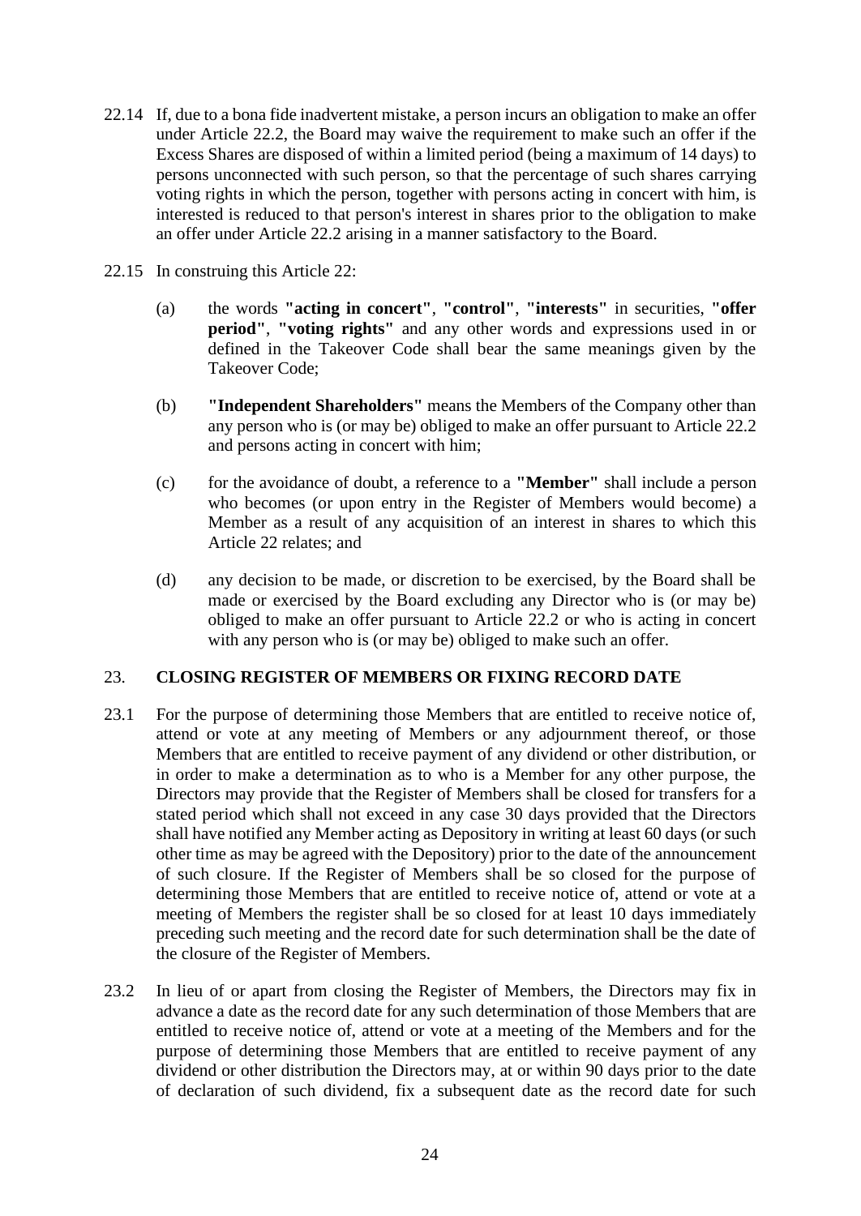22.14 If, due to a bona fide inadvertent mistake, a person incurs an obligation to make an offer under Article 22.2, the Board may waive the requirement to make such an offer if the Excess Shares are disposed of within a limited period (being a maximum of 14 days) to persons unconnected with such person, so that the percentage of such shares carrying voting rights in which the person, together with persons acting in concert with him, is interested is reduced to that person's interest in shares prior to the obligation to make an offer under Article 22.2 arising in a manner satisfactory to the Board.

22.15 In construing this Article 22:

(a) the words **"acting in concert"**, **"control"**, **"interests"** in securities, **"offer period"**, **"voting rights"** and any other words and expressions used in or defined in the Takeover Code shall bear the same meanings given by the Takeover Code;

(b) **"Independent Shareholders"** means the Members of the Company other than any person who is (or may be) obliged to make an offer pursuant to Article 22.2 and persons acting in concert with him;

(c) for the avoidance of doubt, a reference to a **"Member"** shall include a person who becomes (or upon entry in the Register of Members would become) a Member as a result of any acquisition of an interest in shares to which this Article 22 relates; and

(d) any decision to be made, or discretion to be exercised, by the Board shall be made or exercised by the Board excluding any Director who is (or may be) obliged to make an offer pursuant to Article 22.2 or who is acting in concert with any person who is (or may be) obliged to make such an offer.

## 23. CLOSING REGISTER OF MEMBERS OR FIXING RECORD DATE

23.1 For the purpose of determining those Members that are entitled to receive notice of, attend or vote at any meeting of Members or any adjournment thereof, or those Members that are entitled to receive payment of any dividend or other distribution, or in order to make a determination as to who is a Member for any other purpose, the Directors may provide that the Register of Members shall be closed for transfers for a stated period which shall not exceed in any case 30 days provided that the Directors shall have notified any Member acting as Depository in writing at least 60 days (or such other time as may be agreed with the Depository) prior to the date of the announcement of such closure. If the Register of Members shall be so closed for the purpose of determining those Members that are entitled to receive notice of, attend or vote at a meeting of Members the register shall be so closed for at least 10 days immediately preceding such meeting and the record date for such determination shall be the date of the closure of the Register of Members.

23.2 In lieu of or apart from closing the Register of Members, the Directors may fix in advance a date as the record date for any such determination of those Members that are entitled to receive notice of, attend or vote at a meeting of the Members and for the purpose of determining those Members that are entitled to receive payment of any dividend or other distribution the Directors may, at or within 90 days prior to the date of declaration of such dividend, fix a subsequent date as the record date for such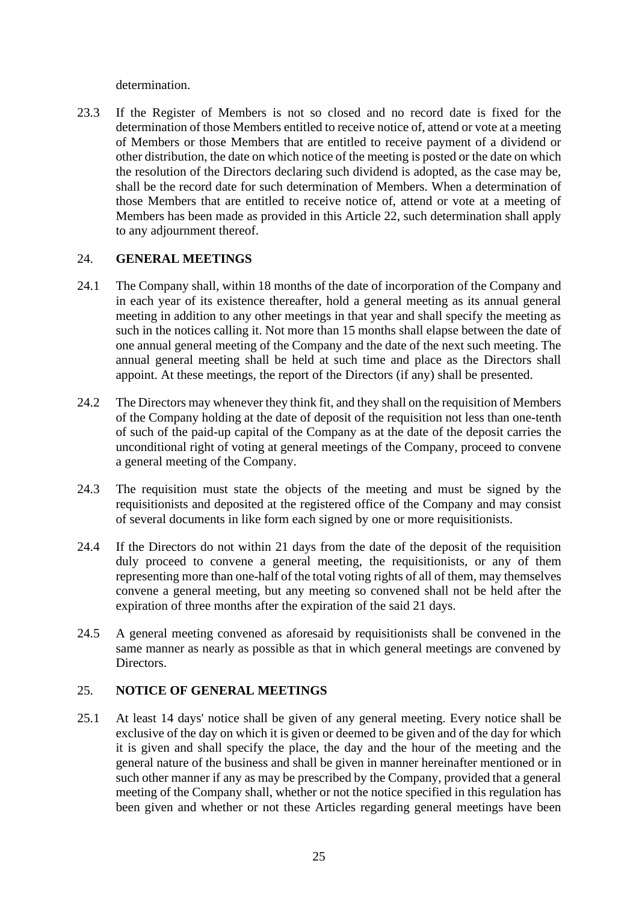determination.

23.3 If the Register of Members is not so closed and no record date is fixed for the determination of those Members entitled to receive notice of, attend or vote at a meeting of Members or those Members that are entitled to receive payment of a dividend or other distribution, the date on which notice of the meeting is posted or the date on which the resolution of the Directors declaring such dividend is adopted, as the case may be, shall be the record date for such determination of Members. When a determination of those Members that are entitled to receive notice of, attend or vote at a meeting of Members has been made as provided in this Article 22, such determination shall apply to any adjournment thereof.

## 24. GENERAL MEETINGS

24.1 The Company shall, within 18 months of the date of incorporation of the Company and in each year of its existence thereafter, hold a general meeting as its annual general meeting in addition to any other meetings in that year and shall specify the meeting as such in the notices calling it. Not more than 15 months shall elapse between the date of one annual general meeting of the Company and the date of the next such meeting. The annual general meeting shall be held at such time and place as the Directors shall appoint. At these meetings, the report of the Directors (if any) shall be presented.

24.2 The Directors may whenever they think fit, and they shall on the requisition of Members of the Company holding at the date of deposit of the requisition not less than one-tenth of such of the paid-up capital of the Company as at the date of the deposit carries the unconditional right of voting at general meetings of the Company, proceed to convene a general meeting of the Company.

24.3 The requisition must state the objects of the meeting and must be signed by the requisitionists and deposited at the registered office of the Company and may consist of several documents in like form each signed by one or more requisitionists.

24.4 If the Directors do not within 21 days from the date of the deposit of the requisition duly proceed to convene a general meeting, the requisitionists, or any of them representing more than one-half of the total voting rights of all of them, may themselves convene a general meeting, but any meeting so convened shall not be held after the expiration of three months after the expiration of the said 21 days.

24.5 A general meeting convened as aforesaid by requisitionists shall be convened in the same manner as nearly as possible as that in which general meetings are convened by Directors.

## 25. NOTICE OF GENERAL MEETINGS

25.1 At least 14 days' notice shall be given of any general meeting. Every notice shall be exclusive of the day on which it is given or deemed to be given and of the day for which it is given and shall specify the place, the day and the hour of the meeting and the general nature of the business and shall be given in manner hereinafter mentioned or in such other manner if any as may be prescribed by the Company, provided that a general meeting of the Company shall, whether or not the notice specified in this regulation has been given and whether or not these Articles regarding general meetings have been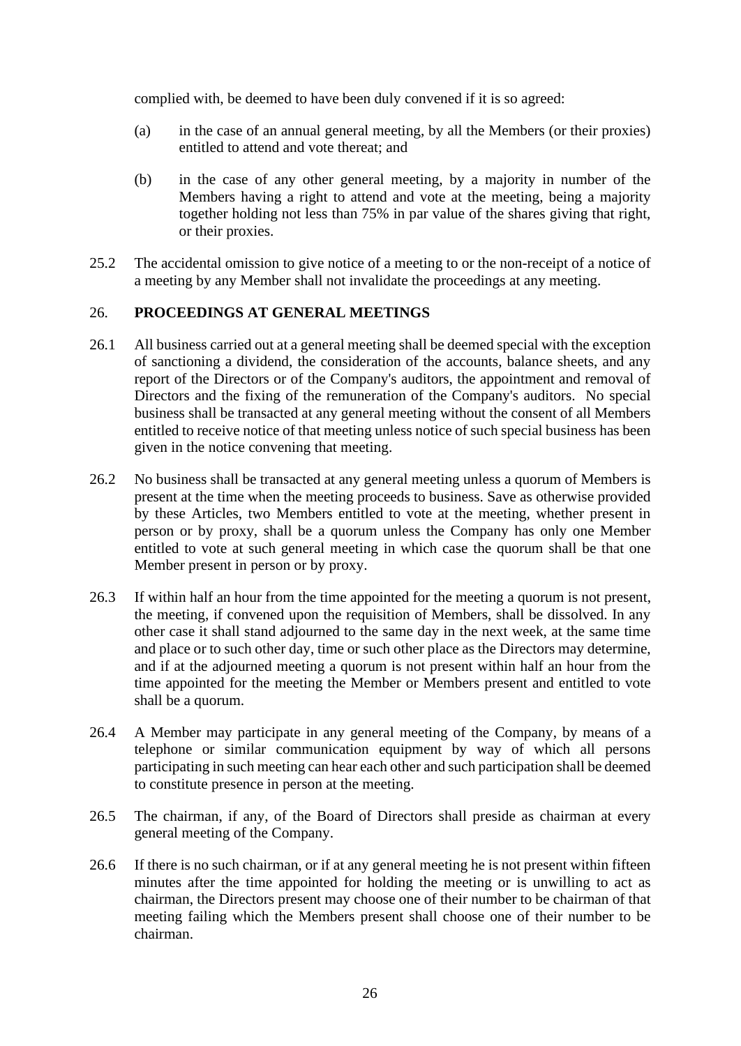complied with, be deemed to have been duly convened if it is so agreed:

(a) in the case of an annual general meeting, by all the Members (or their proxies) entitled to attend and vote thereat; and

(b) in the case of any other general meeting, by a majority in number of the Members having a right to attend and vote at the meeting, being a majority together holding not less than 75% in par value of the shares giving that right, or their proxies.

25.2 The accidental omission to give notice of a meeting to or the non-receipt of a notice of a meeting by any Member shall not invalidate the proceedings at any meeting.

## 26. PROCEEDINGS AT GENERAL MEETINGS

26.1 All business carried out at a general meeting shall be deemed special with the exception of sanctioning a dividend, the consideration of the accounts, balance sheets, and any report of the Directors or of the Company's auditors, the appointment and removal of Directors and the fixing of the remuneration of the Company's auditors. No special business shall be transacted at any general meeting without the consent of all Members entitled to receive notice of that meeting unless notice of such special business has been given in the notice convening that meeting.

26.2 No business shall be transacted at any general meeting unless a quorum of Members is present at the time when the meeting proceeds to business. Save as otherwise provided by these Articles, two Members entitled to vote at the meeting, whether present in person or by proxy, shall be a quorum unless the Company has only one Member entitled to vote at such general meeting in which case the quorum shall be that one Member present in person or by proxy.

26.3 If within half an hour from the time appointed for the meeting a quorum is not present, the meeting, if convened upon the requisition of Members, shall be dissolved. In any other case it shall stand adjourned to the same day in the next week, at the same time and place or to such other day, time or such other place as the Directors may determine, and if at the adjourned meeting a quorum is not present within half an hour from the time appointed for the meeting the Member or Members present and entitled to vote shall be a quorum.

26.4 A Member may participate in any general meeting of the Company, by means of a telephone or similar communication equipment by way of which all persons participating in such meeting can hear each other and such participation shall be deemed to constitute presence in person at the meeting.

26.5 The chairman, if any, of the Board of Directors shall preside as chairman at every general meeting of the Company.

26.6 If there is no such chairman, or if at any general meeting he is not present within fifteen minutes after the time appointed for holding the meeting or is unwilling to act as chairman, the Directors present may choose one of their number to be chairman of that meeting failing which the Members present shall choose one of their number to be chairman.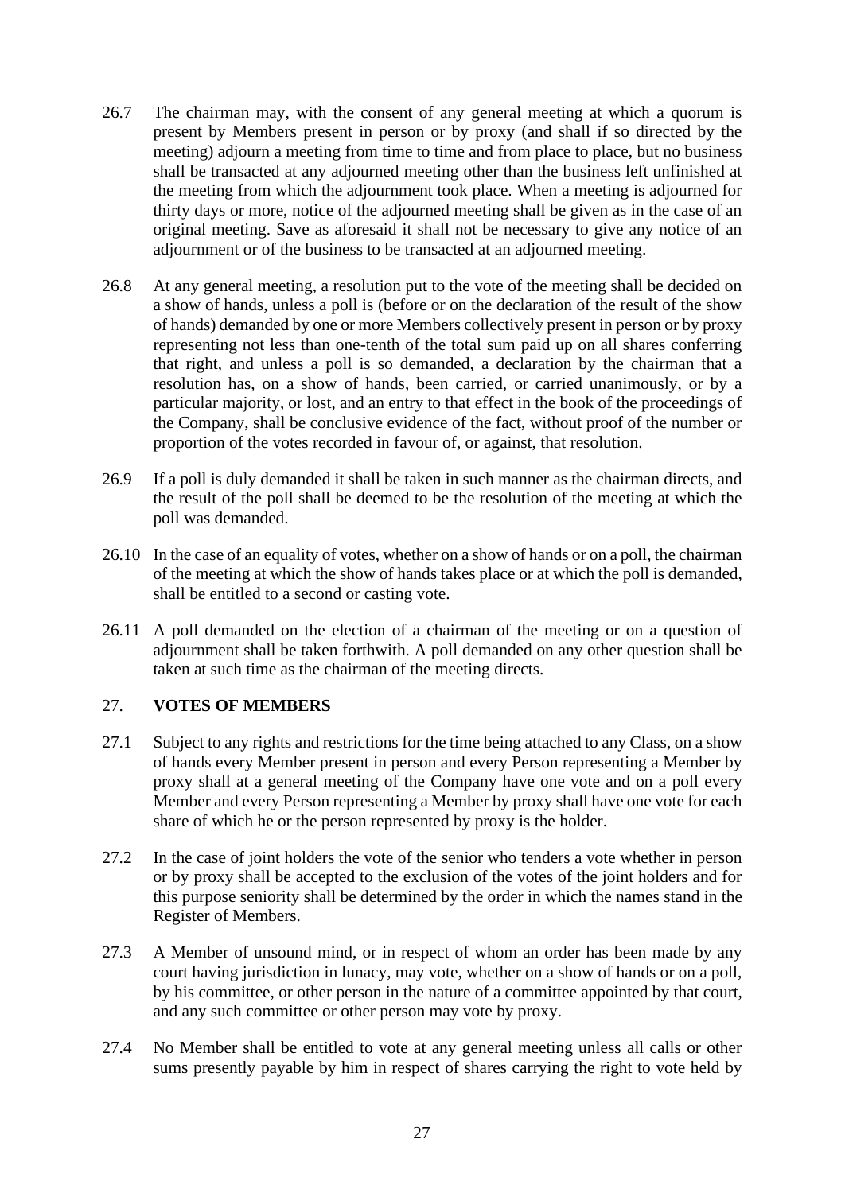26.7 The chairman may, with the consent of any general meeting at which a quorum is present by Members present in person or by proxy (and shall if so directed by the meeting) adjourn a meeting from time to time and from place to place, but no business shall be transacted at any adjourned meeting other than the business left unfinished at the meeting from which the adjournment took place. When a meeting is adjourned for thirty days or more, notice of the adjourned meeting shall be given as in the case of an original meeting. Save as aforesaid it shall not be necessary to give any notice of an adjournment or of the business to be transacted at an adjourned meeting.

26.8 At any general meeting, a resolution put to the vote of the meeting shall be decided on a show of hands, unless a poll is (before or on the declaration of the result of the show of hands) demanded by one or more Members collectively present in person or by proxy representing not less than one-tenth of the total sum paid up on all shares conferring that right, and unless a poll is so demanded, a declaration by the chairman that a resolution has, on a show of hands, been carried, or carried unanimously, or by a particular majority, or lost, and an entry to that effect in the book of the proceedings of the Company, shall be conclusive evidence of the fact, without proof of the number or proportion of the votes recorded in favour of, or against, that resolution.

26.9 If a poll is duly demanded it shall be taken in such manner as the chairman directs, and the result of the poll shall be deemed to be the resolution of the meeting at which the poll was demanded.

26.10 In the case of an equality of votes, whether on a show of hands or on a poll, the chairman of the meeting at which the show of hands takes place or at which the poll is demanded, shall be entitled to a second or casting vote.

26.11 A poll demanded on the election of a chairman of the meeting or on a question of adjournment shall be taken forthwith. A poll demanded on any other question shall be taken at such time as the chairman of the meeting directs.

## 27. VOTES OF MEMBERS

27.1 Subject to any rights and restrictions for the time being attached to any Class, on a show of hands every Member present in person and every Person representing a Member by proxy shall at a general meeting of the Company have one vote and on a poll every Member and every Person representing a Member by proxy shall have one vote for each share of which he or the person represented by proxy is the holder.

27.2 In the case of joint holders the vote of the senior who tenders a vote whether in person or by proxy shall be accepted to the exclusion of the votes of the joint holders and for this purpose seniority shall be determined by the order in which the names stand in the Register of Members.

27.3 A Member of unsound mind, or in respect of whom an order has been made by any court having jurisdiction in lunacy, may vote, whether on a show of hands or on a poll, by his committee, or other person in the nature of a committee appointed by that court, and any such committee or other person may vote by proxy.

27.4 No Member shall be entitled to vote at any general meeting unless all calls or other sums presently payable by him in respect of shares carrying the right to vote held by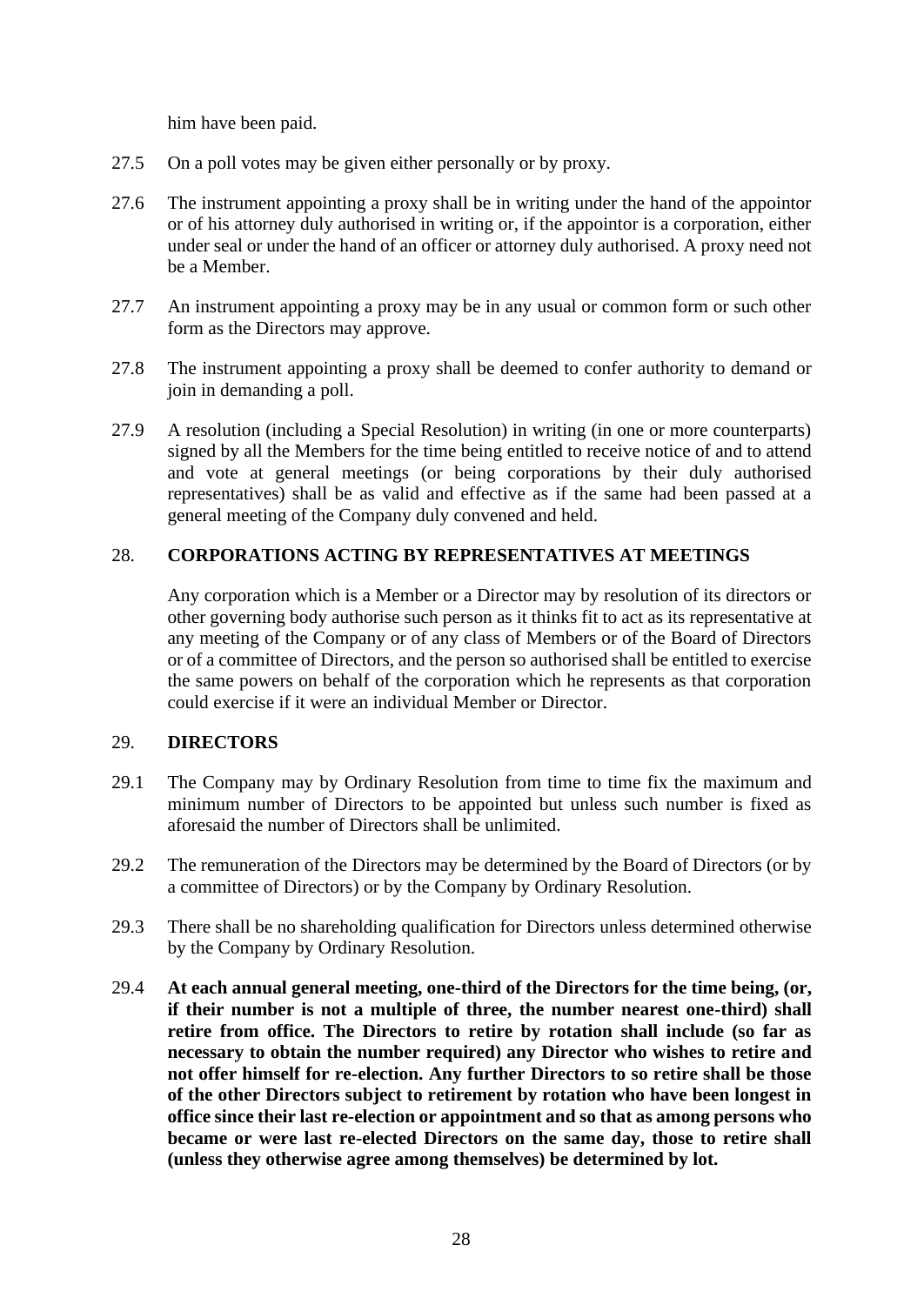him have been paid.

27.5 On a poll votes may be given either personally or by proxy.

27.6 The instrument appointing a proxy shall be in writing under the hand of the appointor or of his attorney duly authorised in writing or, if the appointor is a corporation, either under seal or under the hand of an officer or attorney duly authorised. A proxy need not be a Member.

27.7 An instrument appointing a proxy may be in any usual or common form or such other form as the Directors may approve.

27.8 The instrument appointing a proxy shall be deemed to confer authority to demand or join in demanding a poll.

27.9 A resolution (including a Special Resolution) in writing (in one or more counterparts) signed by all the Members for the time being entitled to receive notice of and to attend and vote at general meetings (or being corporations by their duly authorised representatives) shall be as valid and effective as if the same had been passed at a general meeting of the Company duly convened and held.

## 28. CORPORATIONS ACTING BY REPRESENTATIVES AT MEETINGS

Any corporation which is a Member or a Director may by resolution of its directors or other governing body authorise such person as it thinks fit to act as its representative at any meeting of the Company or of any class of Members or of the Board of Directors or of a committee of Directors, and the person so authorised shall be entitled to exercise the same powers on behalf of the corporation which he represents as that corporation could exercise if it were an individual Member or Director.

## 29. DIRECTORS

29.1 The Company may by Ordinary Resolution from time to time fix the maximum and minimum number of Directors to be appointed but unless such number is fixed as aforesaid the number of Directors shall be unlimited.

29.2 The remuneration of the Directors may be determined by the Board of Directors (or by a committee of Directors) or by the Company by Ordinary Resolution.

29.3 There shall be no shareholding qualification for Directors unless determined otherwise by the Company by Ordinary Resolution.

29.4 **At each annual general meeting, one-third of the Directors for the time being, (or, if their number is not a multiple of three, the number nearest one-third) shall retire from office. The Directors to retire by rotation shall include (so far as necessary to obtain the number required) any Director who wishes to retire and not offer himself for re-election. Any further Directors to so retire shall be those of the other Directors subject to retirement by rotation who have been longest in office since their last re-election or appointment and so that as among persons who became or were last re-elected Directors on the same day, those to retire shall (unless they otherwise agree among themselves) be determined by lot.**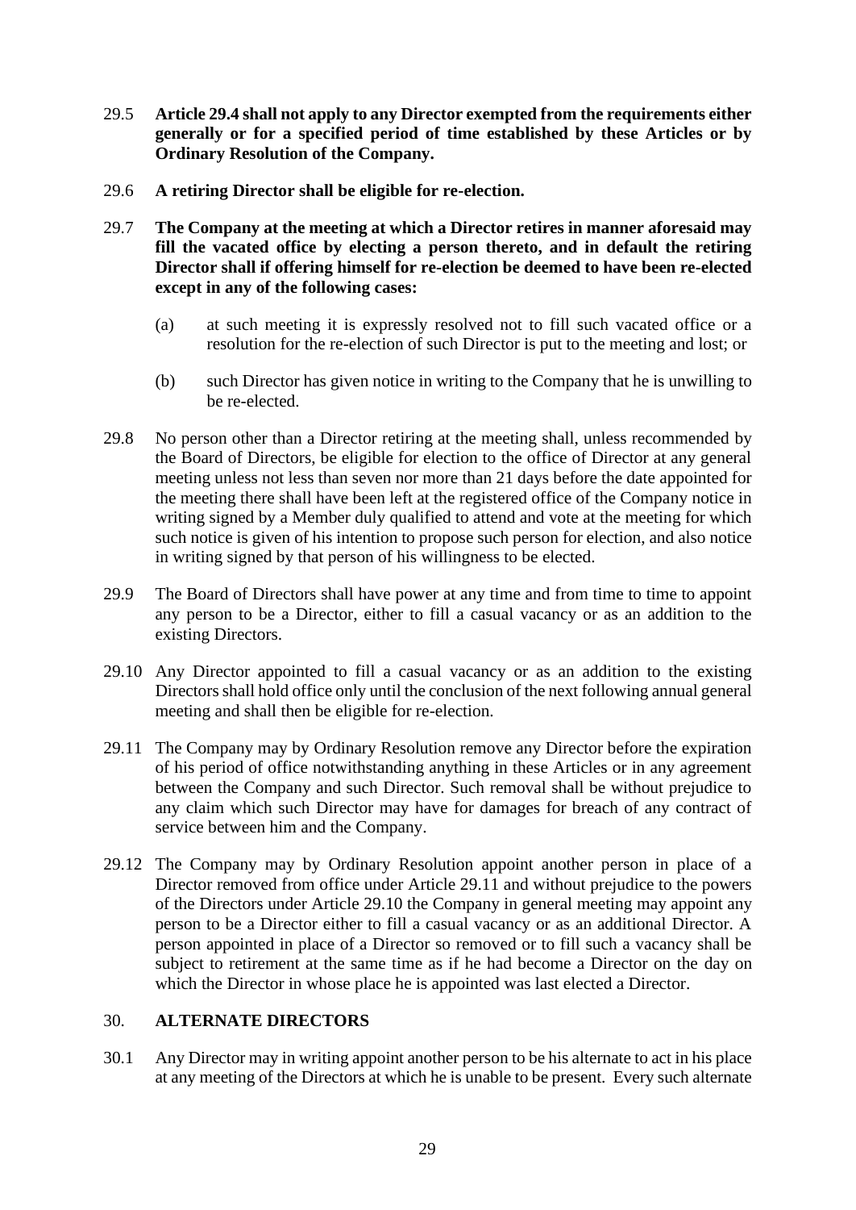29.5 **Article 29.4 shall not apply to any Director exempted from the requirements either generally or for a specified period of time established by these Articles or by Ordinary Resolution of the Company.**

29.6 **A retiring Director shall be eligible for re-election.**

29.7 **The Company at the meeting at which a Director retires in manner aforesaid may fill the vacated office by electing a person thereto, and in default the retiring Director shall if offering himself for re-election be deemed to have been re-elected except in any of the following cases:**

   (a) at such meeting it is expressly resolved not to fill such vacated office or a resolution for the re-election of such Director is put to the meeting and lost; or

   (b) such Director has given notice in writing to the Company that he is unwilling to be re-elected.

29.8 No person other than a Director retiring at the meeting shall, unless recommended by the Board of Directors, be eligible for election to the office of Director at any general meeting unless not less than seven nor more than 21 days before the date appointed for the meeting there shall have been left at the registered office of the Company notice in writing signed by a Member duly qualified to attend and vote at the meeting for which such notice is given of his intention to propose such person for election, and also notice in writing signed by that person of his willingness to be elected.

29.9 The Board of Directors shall have power at any time and from time to time to appoint any person to be a Director, either to fill a casual vacancy or as an addition to the existing Directors.

29.10 Any Director appointed to fill a casual vacancy or as an addition to the existing Directors shall hold office only until the conclusion of the next following annual general meeting and shall then be eligible for re-election.

29.11 The Company may by Ordinary Resolution remove any Director before the expiration of his period of office notwithstanding anything in these Articles or in any agreement between the Company and such Director. Such removal shall be without prejudice to any claim which such Director may have for damages for breach of any contract of service between him and the Company.

29.12 The Company may by Ordinary Resolution appoint another person in place of a Director removed from office under Article 29.11 and without prejudice to the powers of the Directors under Article 29.10 the Company in general meeting may appoint any person to be a Director either to fill a casual vacancy or as an additional Director. A person appointed in place of a Director so removed or to fill such a vacancy shall be subject to retirement at the same time as if he had become a Director on the day on which the Director in whose place he is appointed was last elected a Director.

## 30. ALTERNATE DIRECTORS

30.1 Any Director may in writing appoint another person to be his alternate to act in his place at any meeting of the Directors at which he is unable to be present. Every such alternate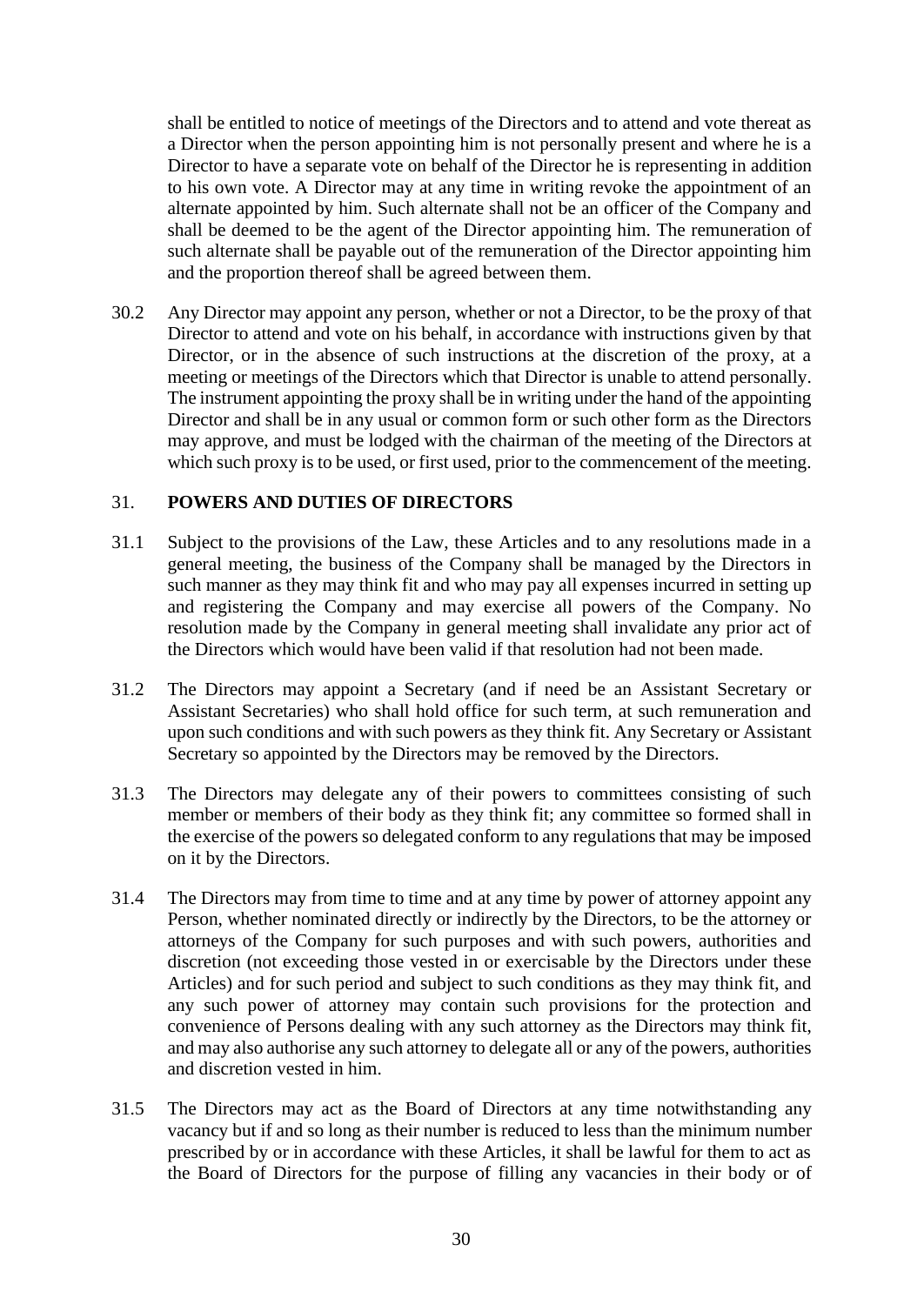shall be entitled to notice of meetings of the Directors and to attend and vote thereat as a Director when the person appointing him is not personally present and where he is a Director to have a separate vote on behalf of the Director he is representing in addition to his own vote. A Director may at any time in writing revoke the appointment of an alternate appointed by him. Such alternate shall not be an officer of the Company and shall be deemed to be the agent of the Director appointing him. The remuneration of such alternate shall be payable out of the remuneration of the Director appointing him and the proportion thereof shall be agreed between them.

30.2 Any Director may appoint any person, whether or not a Director, to be the proxy of that Director to attend and vote on his behalf, in accordance with instructions given by that Director, or in the absence of such instructions at the discretion of the proxy, at a meeting or meetings of the Directors which that Director is unable to attend personally. The instrument appointing the proxy shall be in writing under the hand of the appointing Director and shall be in any usual or common form or such other form as the Directors may approve, and must be lodged with the chairman of the meeting of the Directors at which such proxy is to be used, or first used, prior to the commencement of the meeting.

## 31. POWERS AND DUTIES OF DIRECTORS

31.1 Subject to the provisions of the Law, these Articles and to any resolutions made in a general meeting, the business of the Company shall be managed by the Directors in such manner as they may think fit and who may pay all expenses incurred in setting up and registering the Company and may exercise all powers of the Company. No resolution made by the Company in general meeting shall invalidate any prior act of the Directors which would have been valid if that resolution had not been made.

31.2 The Directors may appoint a Secretary (and if need be an Assistant Secretary or Assistant Secretaries) who shall hold office for such term, at such remuneration and upon such conditions and with such powers as they think fit. Any Secretary or Assistant Secretary so appointed by the Directors may be removed by the Directors.

31.3 The Directors may delegate any of their powers to committees consisting of such member or members of their body as they think fit; any committee so formed shall in the exercise of the powers so delegated conform to any regulations that may be imposed on it by the Directors.

31.4 The Directors may from time to time and at any time by power of attorney appoint any Person, whether nominated directly or indirectly by the Directors, to be the attorney or attorneys of the Company for such purposes and with such powers, authorities and discretion (not exceeding those vested in or exercisable by the Directors under these Articles) and for such period and subject to such conditions as they may think fit, and any such power of attorney may contain such provisions for the protection and convenience of Persons dealing with any such attorney as the Directors may think fit, and may also authorise any such attorney to delegate all or any of the powers, authorities and discretion vested in him.

31.5 The Directors may act as the Board of Directors at any time notwithstanding any vacancy but if and so long as their number is reduced to less than the minimum number prescribed by or in accordance with these Articles, it shall be lawful for them to act as the Board of Directors for the purpose of filling any vacancies in their body or of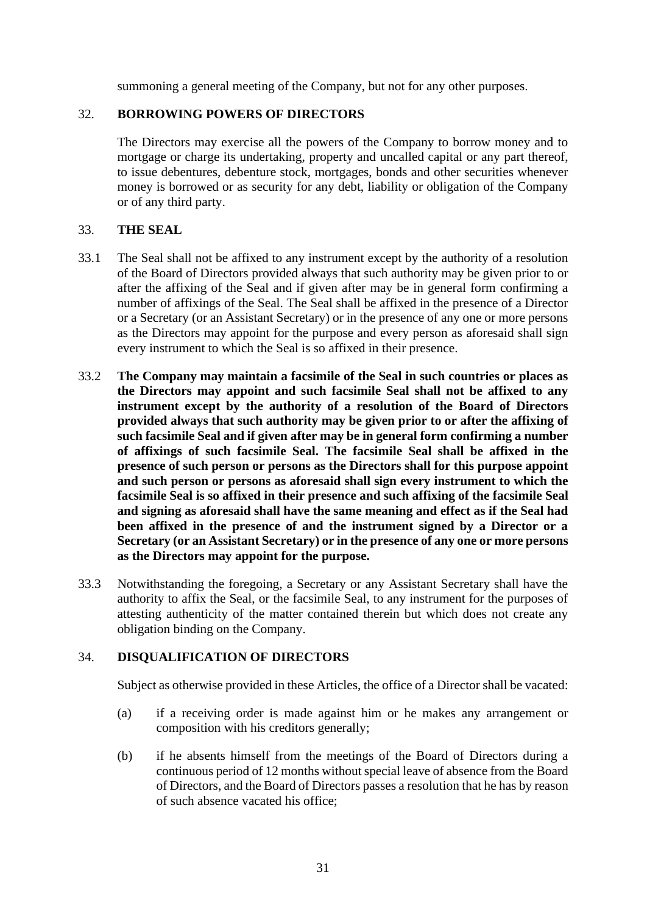summoning a general meeting of the Company, but not for any other purposes.

## 32. BORROWING POWERS OF DIRECTORS

The Directors may exercise all the powers of the Company to borrow money and to mortgage or charge its undertaking, property and uncalled capital or any part thereof, to issue debentures, debenture stock, mortgages, bonds and other securities whenever money is borrowed or as security for any debt, liability or obligation of the Company or of any third party.

## 33. THE SEAL

33.1 The Seal shall not be affixed to any instrument except by the authority of a resolution of the Board of Directors provided always that such authority may be given prior to or after the affixing of the Seal and if given after may be in general form confirming a number of affixings of the Seal. The Seal shall be affixed in the presence of a Director or a Secretary (or an Assistant Secretary) or in the presence of any one or more persons as the Directors may appoint for the purpose and every person as aforesaid shall sign every instrument to which the Seal is so affixed in their presence.

33.2 **The Company may maintain a facsimile of the Seal in such countries or places as the Directors may appoint and such facsimile Seal shall not be affixed to any instrument except by the authority of a resolution of the Board of Directors provided always that such authority may be given prior to or after the affixing of such facsimile Seal and if given after may be in general form confirming a number of affixings of such facsimile Seal. The facsimile Seal shall be affixed in the presence of such person or persons as the Directors shall for this purpose appoint and such person or persons as aforesaid shall sign every instrument to which the facsimile Seal is so affixed in their presence and such affixing of the facsimile Seal and signing as aforesaid shall have the same meaning and effect as if the Seal had been affixed in the presence of and the instrument signed by a Director or a Secretary (or an Assistant Secretary) or in the presence of any one or more persons as the Directors may appoint for the purpose.**

33.3 Notwithstanding the foregoing, a Secretary or any Assistant Secretary shall have the authority to affix the Seal, or the facsimile Seal, to any instrument for the purposes of attesting authenticity of the matter contained therein but which does not create any obligation binding on the Company.

## 34. DISQUALIFICATION OF DIRECTORS

Subject as otherwise provided in these Articles, the office of a Director shall be vacated:

(a) if a receiving order is made against him or he makes any arrangement or composition with his creditors generally;

(b) if he absents himself from the meetings of the Board of Directors during a continuous period of 12 months without special leave of absence from the Board of Directors, and the Board of Directors passes a resolution that he has by reason of such absence vacated his office;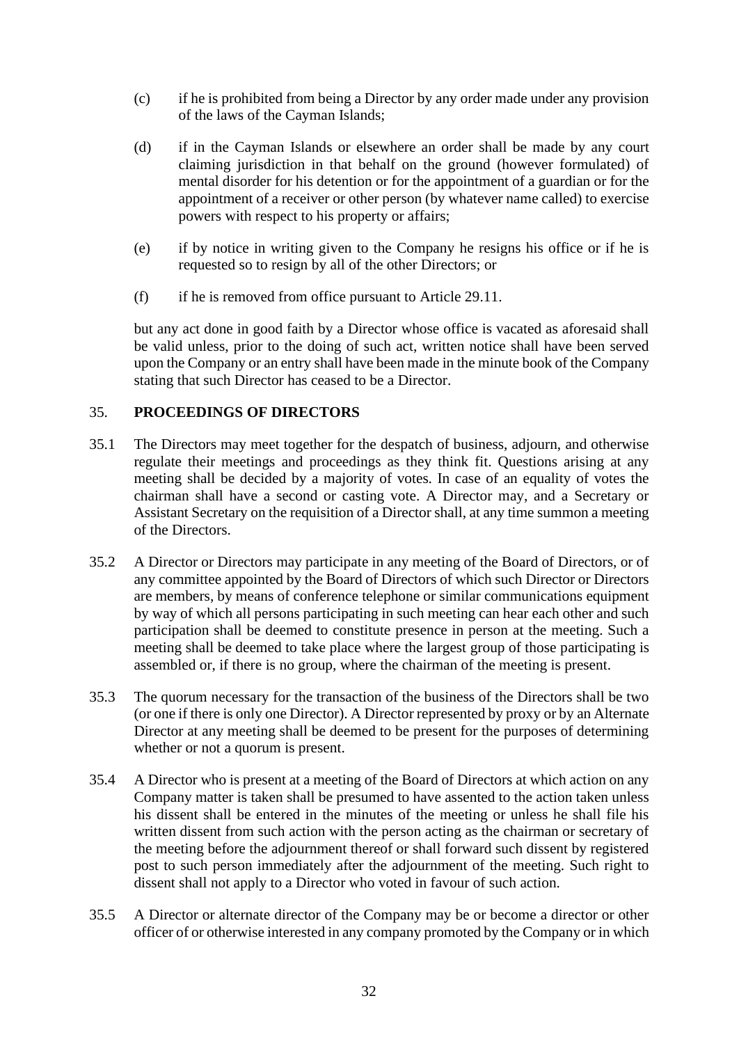(c) if he is prohibited from being a Director by any order made under any provision of the laws of the Cayman Islands;

(d) if in the Cayman Islands or elsewhere an order shall be made by any court claiming jurisdiction in that behalf on the ground (however formulated) of mental disorder for his detention or for the appointment of a guardian or for the appointment of a receiver or other person (by whatever name called) to exercise powers with respect to his property or affairs;

(e) if by notice in writing given to the Company he resigns his office or if he is requested so to resign by all of the other Directors; or

(f) if he is removed from office pursuant to Article 29.11.

but any act done in good faith by a Director whose office is vacated as aforesaid shall be valid unless, prior to the doing of such act, written notice shall have been served upon the Company or an entry shall have been made in the minute book of the Company stating that such Director has ceased to be a Director.

## 35. PROCEEDINGS OF DIRECTORS

35.1 The Directors may meet together for the despatch of business, adjourn, and otherwise regulate their meetings and proceedings as they think fit. Questions arising at any meeting shall be decided by a majority of votes. In case of an equality of votes the chairman shall have a second or casting vote. A Director may, and a Secretary or Assistant Secretary on the requisition of a Director shall, at any time summon a meeting of the Directors.

35.2 A Director or Directors may participate in any meeting of the Board of Directors, or of any committee appointed by the Board of Directors of which such Director or Directors are members, by means of conference telephone or similar communications equipment by way of which all persons participating in such meeting can hear each other and such participation shall be deemed to constitute presence in person at the meeting. Such a meeting shall be deemed to take place where the largest group of those participating is assembled or, if there is no group, where the chairman of the meeting is present.

35.3 The quorum necessary for the transaction of the business of the Directors shall be two (or one if there is only one Director). A Director represented by proxy or by an Alternate Director at any meeting shall be deemed to be present for the purposes of determining whether or not a quorum is present.

35.4 A Director who is present at a meeting of the Board of Directors at which action on any Company matter is taken shall be presumed to have assented to the action taken unless his dissent shall be entered in the minutes of the meeting or unless he shall file his written dissent from such action with the person acting as the chairman or secretary of the meeting before the adjournment thereof or shall forward such dissent by registered post to such person immediately after the adjournment of the meeting. Such right to dissent shall not apply to a Director who voted in favour of such action.

35.5 A Director or alternate director of the Company may be or become a director or other officer of or otherwise interested in any company promoted by the Company or in which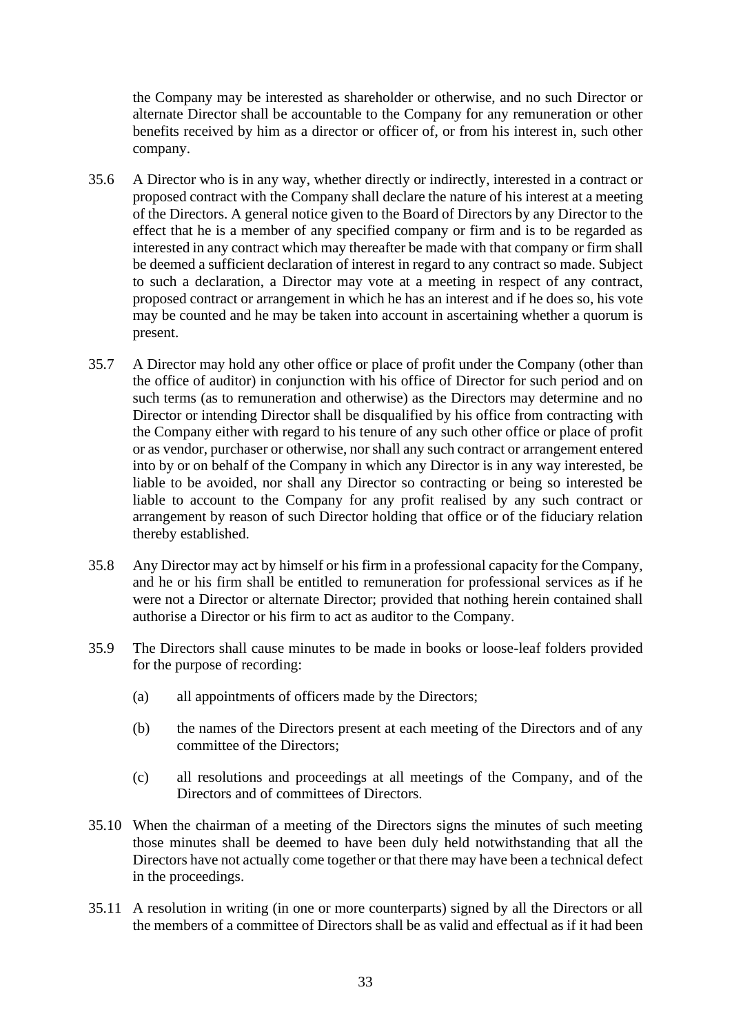the Company may be interested as shareholder or otherwise, and no such Director or alternate Director shall be accountable to the Company for any remuneration or other benefits received by him as a director or officer of, or from his interest in, such other company.

35.6 A Director who is in any way, whether directly or indirectly, interested in a contract or proposed contract with the Company shall declare the nature of his interest at a meeting of the Directors. A general notice given to the Board of Directors by any Director to the effect that he is a member of any specified company or firm and is to be regarded as interested in any contract which may thereafter be made with that company or firm shall be deemed a sufficient declaration of interest in regard to any contract so made. Subject to such a declaration, a Director may vote at a meeting in respect of any contract, proposed contract or arrangement in which he has an interest and if he does so, his vote may be counted and he may be taken into account in ascertaining whether a quorum is present.

35.7 A Director may hold any other office or place of profit under the Company (other than the office of auditor) in conjunction with his office of Director for such period and on such terms (as to remuneration and otherwise) as the Directors may determine and no Director or intending Director shall be disqualified by his office from contracting with the Company either with regard to his tenure of any such other office or place of profit or as vendor, purchaser or otherwise, nor shall any such contract or arrangement entered into by or on behalf of the Company in which any Director is in any way interested, be liable to be avoided, nor shall any Director so contracting or being so interested be liable to account to the Company for any profit realised by any such contract or arrangement by reason of such Director holding that office or of the fiduciary relation thereby established.

35.8 Any Director may act by himself or his firm in a professional capacity for the Company, and he or his firm shall be entitled to remuneration for professional services as if he were not a Director or alternate Director; provided that nothing herein contained shall authorise a Director or his firm to act as auditor to the Company.

35.9 The Directors shall cause minutes to be made in books or loose-leaf folders provided for the purpose of recording:

(a) all appointments of officers made by the Directors;

(b) the names of the Directors present at each meeting of the Directors and of any committee of the Directors;

(c) all resolutions and proceedings at all meetings of the Company, and of the Directors and of committees of Directors.

35.10 When the chairman of a meeting of the Directors signs the minutes of such meeting those minutes shall be deemed to have been duly held notwithstanding that all the Directors have not actually come together or that there may have been a technical defect in the proceedings.

35.11 A resolution in writing (in one or more counterparts) signed by all the Directors or all the members of a committee of Directors shall be as valid and effectual as if it had been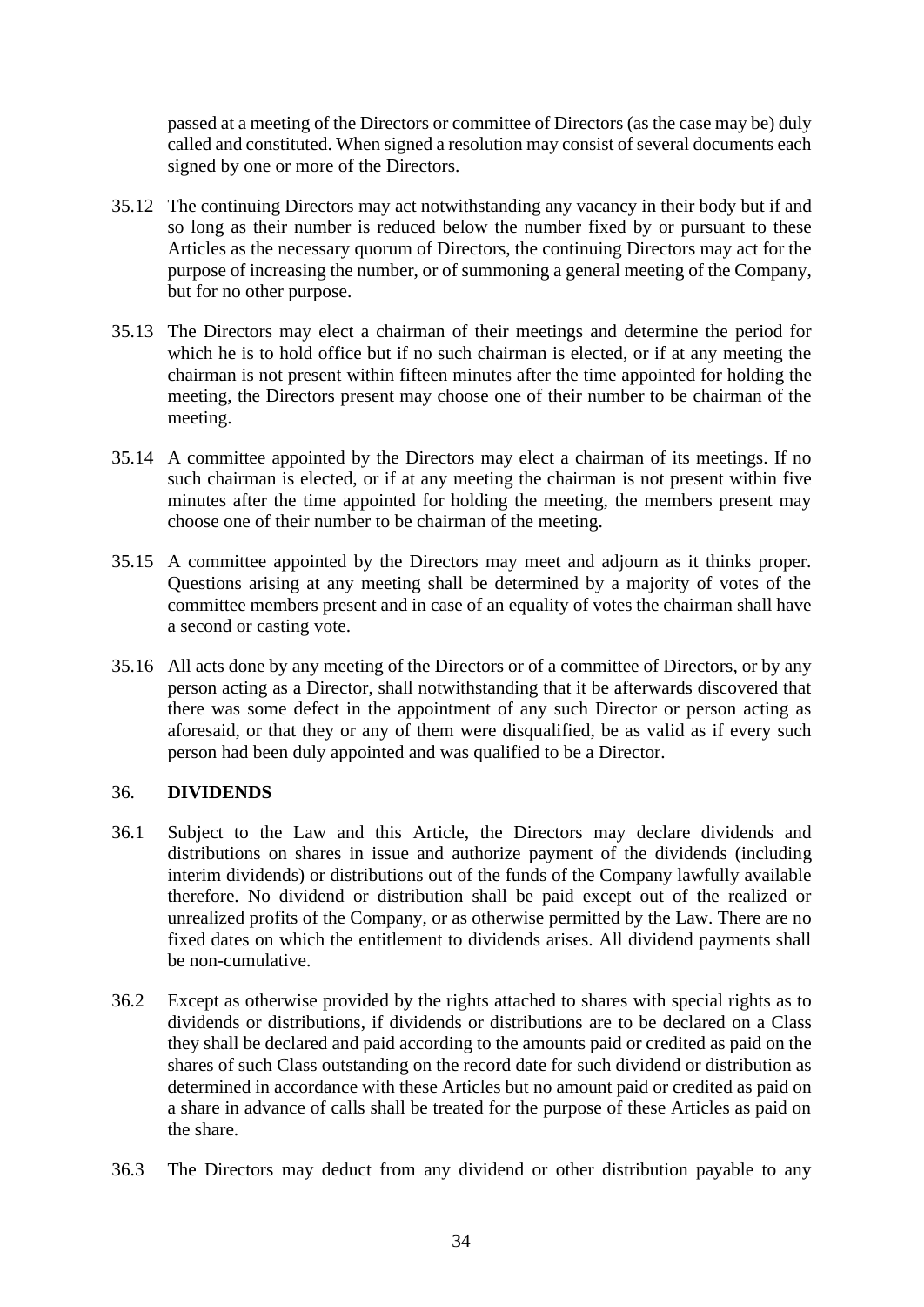passed at a meeting of the Directors or committee of Directors (as the case may be) duly called and constituted. When signed a resolution may consist of several documents each signed by one or more of the Directors.

35.12 The continuing Directors may act notwithstanding any vacancy in their body but if and so long as their number is reduced below the number fixed by or pursuant to these Articles as the necessary quorum of Directors, the continuing Directors may act for the purpose of increasing the number, or of summoning a general meeting of the Company, but for no other purpose.

35.13 The Directors may elect a chairman of their meetings and determine the period for which he is to hold office but if no such chairman is elected, or if at any meeting the chairman is not present within fifteen minutes after the time appointed for holding the meeting, the Directors present may choose one of their number to be chairman of the meeting.

35.14 A committee appointed by the Directors may elect a chairman of its meetings. If no such chairman is elected, or if at any meeting the chairman is not present within five minutes after the time appointed for holding the meeting, the members present may choose one of their number to be chairman of the meeting.

35.15 A committee appointed by the Directors may meet and adjourn as it thinks proper. Questions arising at any meeting shall be determined by a majority of votes of the committee members present and in case of an equality of votes the chairman shall have a second or casting vote.

35.16 All acts done by any meeting of the Directors or of a committee of Directors, or by any person acting as a Director, shall notwithstanding that it be afterwards discovered that there was some defect in the appointment of any such Director or person acting as aforesaid, or that they or any of them were disqualified, be as valid as if every such person had been duly appointed and was qualified to be a Director.

## 36. DIVIDENDS

36.1 Subject to the Law and this Article, the Directors may declare dividends and distributions on shares in issue and authorize payment of the dividends (including interim dividends) or distributions out of the funds of the Company lawfully available therefore. No dividend or distribution shall be paid except out of the realized or unrealized profits of the Company, or as otherwise permitted by the Law. There are no fixed dates on which the entitlement to dividends arises. All dividend payments shall be non-cumulative.

36.2 Except as otherwise provided by the rights attached to shares with special rights as to dividends or distributions, if dividends or distributions are to be declared on a Class they shall be declared and paid according to the amounts paid or credited as paid on the shares of such Class outstanding on the record date for such dividend or distribution as determined in accordance with these Articles but no amount paid or credited as paid on a share in advance of calls shall be treated for the purpose of these Articles as paid on the share.

36.3 The Directors may deduct from any dividend or other distribution payable to any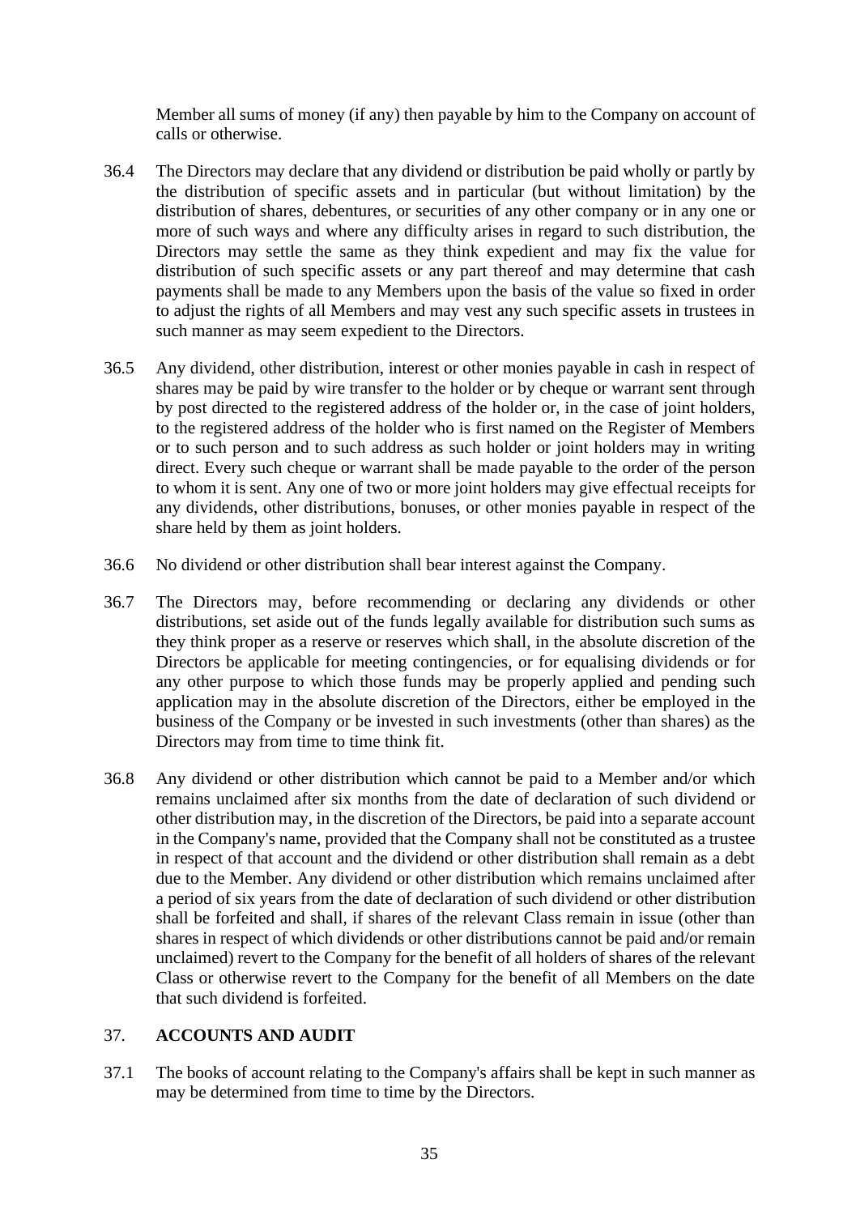Member all sums of money (if any) then payable by him to the Company on account of calls or otherwise.

36.4 The Directors may declare that any dividend or distribution be paid wholly or partly by the distribution of specific assets and in particular (but without limitation) by the distribution of shares, debentures, or securities of any other company or in any one or more of such ways and where any difficulty arises in regard to such distribution, the Directors may settle the same as they think expedient and may fix the value for distribution of such specific assets or any part thereof and may determine that cash payments shall be made to any Members upon the basis of the value so fixed in order to adjust the rights of all Members and may vest any such specific assets in trustees in such manner as may seem expedient to the Directors.

36.5 Any dividend, other distribution, interest or other monies payable in cash in respect of shares may be paid by wire transfer to the holder or by cheque or warrant sent through by post directed to the registered address of the holder or, in the case of joint holders, to the registered address of the holder who is first named on the Register of Members or to such person and to such address as such holder or joint holders may in writing direct. Every such cheque or warrant shall be made payable to the order of the person to whom it is sent. Any one of two or more joint holders may give effectual receipts for any dividends, other distributions, bonuses, or other monies payable in respect of the share held by them as joint holders.

36.6 No dividend or other distribution shall bear interest against the Company.

36.7 The Directors may, before recommending or declaring any dividends or other distributions, set aside out of the funds legally available for distribution such sums as they think proper as a reserve or reserves which shall, in the absolute discretion of the Directors be applicable for meeting contingencies, or for equalising dividends or for any other purpose to which those funds may be properly applied and pending such application may in the absolute discretion of the Directors, either be employed in the business of the Company or be invested in such investments (other than shares) as the Directors may from time to time think fit.

36.8 Any dividend or other distribution which cannot be paid to a Member and/or which remains unclaimed after six months from the date of declaration of such dividend or other distribution may, in the discretion of the Directors, be paid into a separate account in the Company's name, provided that the Company shall not be constituted as a trustee in respect of that account and the dividend or other distribution shall remain as a debt due to the Member. Any dividend or other distribution which remains unclaimed after a period of six years from the date of declaration of such dividend or other distribution shall be forfeited and shall, if shares of the relevant Class remain in issue (other than shares in respect of which dividends or other distributions cannot be paid and/or remain unclaimed) revert to the Company for the benefit of all holders of shares of the relevant Class or otherwise revert to the Company for the benefit of all Members on the date that such dividend is forfeited.

## 37. ACCOUNTS AND AUDIT

37.1 The books of account relating to the Company's affairs shall be kept in such manner as may be determined from time to time by the Directors.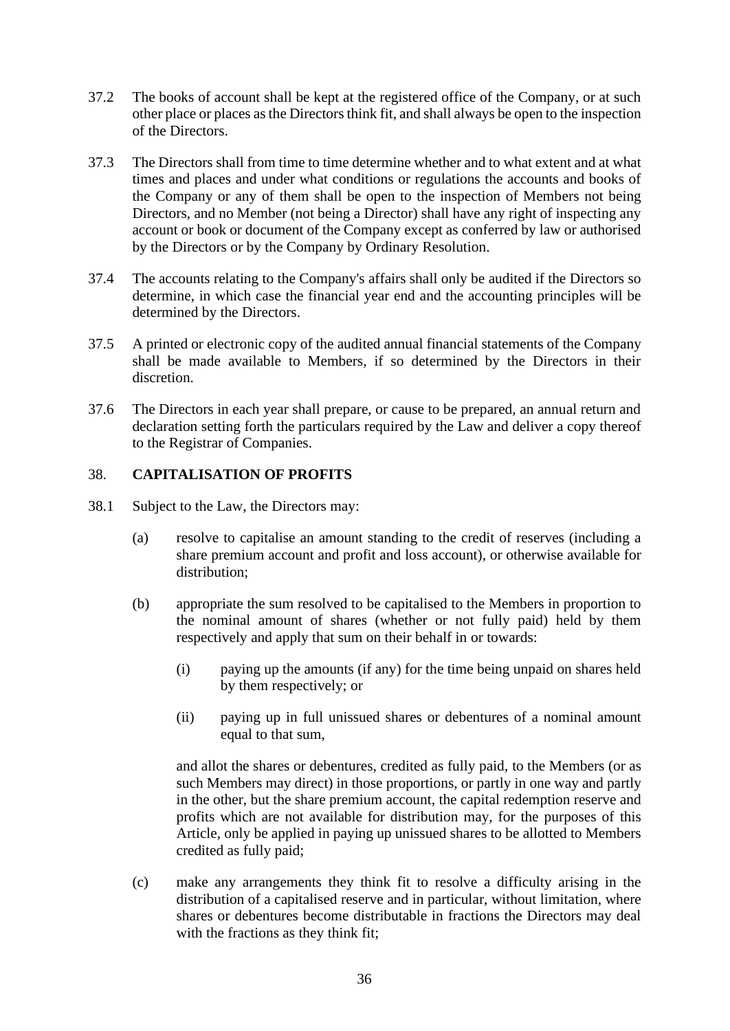37.2 The books of account shall be kept at the registered office of the Company, or at such other place or places as the Directors think fit, and shall always be open to the inspection of the Directors.

37.3 The Directors shall from time to time determine whether and to what extent and at what times and places and under what conditions or regulations the accounts and books of the Company or any of them shall be open to the inspection of Members not being Directors, and no Member (not being a Director) shall have any right of inspecting any account or book or document of the Company except as conferred by law or authorised by the Directors or by the Company by Ordinary Resolution.

37.4 The accounts relating to the Company's affairs shall only be audited if the Directors so determine, in which case the financial year end and the accounting principles will be determined by the Directors.

37.5 A printed or electronic copy of the audited annual financial statements of the Company shall be made available to Members, if so determined by the Directors in their discretion.

37.6 The Directors in each year shall prepare, or cause to be prepared, an annual return and declaration setting forth the particulars required by the Law and deliver a copy thereof to the Registrar of Companies.

## 38. CAPITALISATION OF PROFITS

38.1 Subject to the Law, the Directors may:

(a) resolve to capitalise an amount standing to the credit of reserves (including a share premium account and profit and loss account), or otherwise available for distribution;

(b) appropriate the sum resolved to be capitalised to the Members in proportion to the nominal amount of shares (whether or not fully paid) held by them respectively and apply that sum on their behalf in or towards:

(i) paying up the amounts (if any) for the time being unpaid on shares held by them respectively; or

(ii) paying up in full unissued shares or debentures of a nominal amount equal to that sum,

and allot the shares or debentures, credited as fully paid, to the Members (or as such Members may direct) in those proportions, or partly in one way and partly in the other, but the share premium account, the capital redemption reserve and profits which are not available for distribution may, for the purposes of this Article, only be applied in paying up unissued shares to be allotted to Members credited as fully paid;

(c) make any arrangements they think fit to resolve a difficulty arising in the distribution of a capitalised reserve and in particular, without limitation, where shares or debentures become distributable in fractions the Directors may deal with the fractions as they think fit;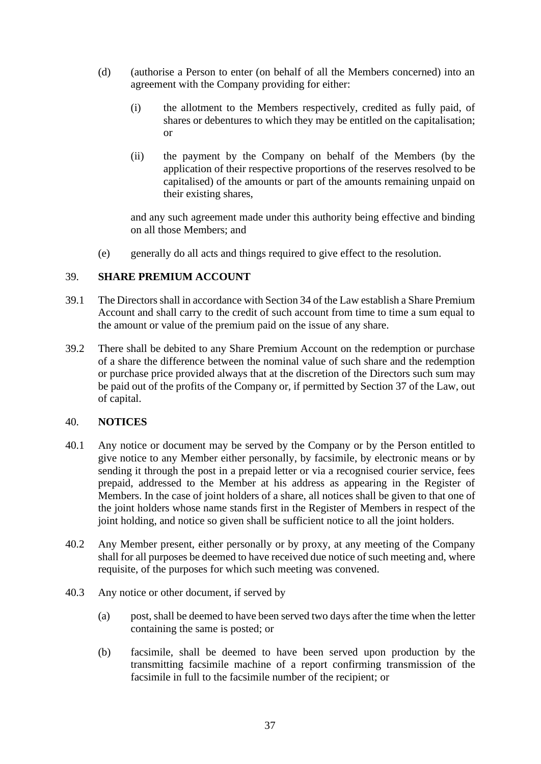(d) (authorise a Person to enter (on behalf of all the Members concerned) into an agreement with the Company providing for either:

   (i) the allotment to the Members respectively, credited as fully paid, of shares or debentures to which they may be entitled on the capitalisation; or

   (ii) the payment by the Company on behalf of the Members (by the application of their respective proportions of the reserves resolved to be capitalised) of the amounts or part of the amounts remaining unpaid on their existing shares,

   and any such agreement made under this authority being effective and binding on all those Members; and

(e) generally do all acts and things required to give effect to the resolution.

## 39. SHARE PREMIUM ACCOUNT

39.1 The Directors shall in accordance with Section 34 of the Law establish a Share Premium Account and shall carry to the credit of such account from time to time a sum equal to the amount or value of the premium paid on the issue of any share.

39.2 There shall be debited to any Share Premium Account on the redemption or purchase of a share the difference between the nominal value of such share and the redemption or purchase price provided always that at the discretion of the Directors such sum may be paid out of the profits of the Company or, if permitted by Section 37 of the Law, out of capital.

## 40. NOTICES

40.1 Any notice or document may be served by the Company or by the Person entitled to give notice to any Member either personally, by facsimile, by electronic means or by sending it through the post in a prepaid letter or via a recognised courier service, fees prepaid, addressed to the Member at his address as appearing in the Register of Members. In the case of joint holders of a share, all notices shall be given to that one of the joint holders whose name stands first in the Register of Members in respect of the joint holding, and notice so given shall be sufficient notice to all the joint holders.

40.2 Any Member present, either personally or by proxy, at any meeting of the Company shall for all purposes be deemed to have received due notice of such meeting and, where requisite, of the purposes for which such meeting was convened.

40.3 Any notice or other document, if served by

(a) post, shall be deemed to have been served two days after the time when the letter containing the same is posted; or

(b) facsimile, shall be deemed to have been served upon production by the transmitting facsimile machine of a report confirming transmission of the facsimile in full to the facsimile number of the recipient; or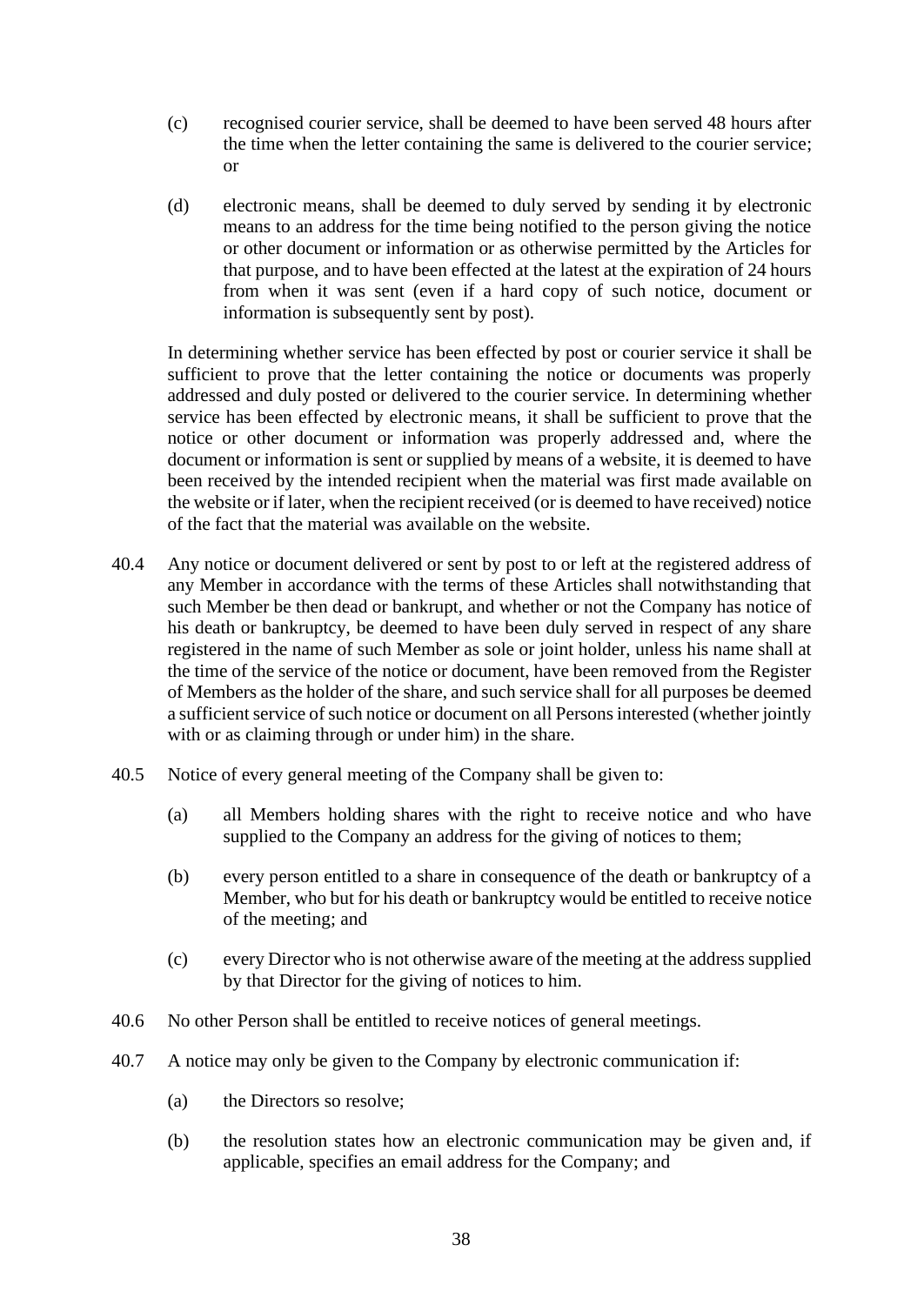(c) recognised courier service, shall be deemed to have been served 48 hours after the time when the letter containing the same is delivered to the courier service; or

(d) electronic means, shall be deemed to duly served by sending it by electronic means to an address for the time being notified to the person giving the notice or other document or information or as otherwise permitted by the Articles for that purpose, and to have been effected at the latest at the expiration of 24 hours from when it was sent (even if a hard copy of such notice, document or information is subsequently sent by post).

In determining whether service has been effected by post or courier service it shall be sufficient to prove that the letter containing the notice or documents was properly addressed and duly posted or delivered to the courier service. In determining whether service has been effected by electronic means, it shall be sufficient to prove that the notice or other document or information was properly addressed and, where the document or information is sent or supplied by means of a website, it is deemed to have been received by the intended recipient when the material was first made available on the website or if later, when the recipient received (or is deemed to have received) notice of the fact that the material was available on the website.

40.4 Any notice or document delivered or sent by post to or left at the registered address of any Member in accordance with the terms of these Articles shall notwithstanding that such Member be then dead or bankrupt, and whether or not the Company has notice of his death or bankruptcy, be deemed to have been duly served in respect of any share registered in the name of such Member as sole or joint holder, unless his name shall at the time of the service of the notice or document, have been removed from the Register of Members as the holder of the share, and such service shall for all purposes be deemed a sufficient service of such notice or document on all Persons interested (whether jointly with or as claiming through or under him) in the share.

40.5 Notice of every general meeting of the Company shall be given to:

(a) all Members holding shares with the right to receive notice and who have supplied to the Company an address for the giving of notices to them;

(b) every person entitled to a share in consequence of the death or bankruptcy of a Member, who but for his death or bankruptcy would be entitled to receive notice of the meeting; and

(c) every Director who is not otherwise aware of the meeting at the address supplied by that Director for the giving of notices to him.

40.6 No other Person shall be entitled to receive notices of general meetings.

40.7 A notice may only be given to the Company by electronic communication if:

(a) the Directors so resolve;

(b) the resolution states how an electronic communication may be given and, if applicable, specifies an email address for the Company; and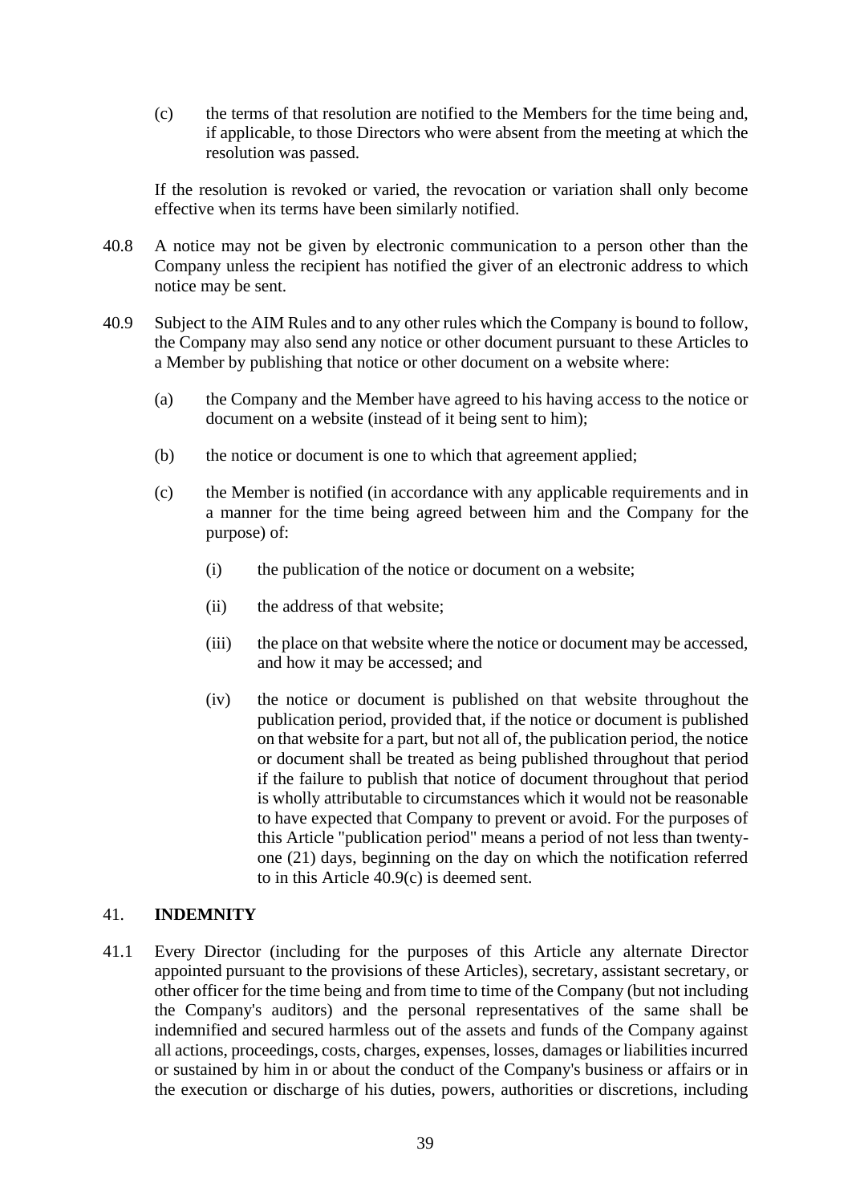(c) the terms of that resolution are notified to the Members for the time being and, if applicable, to those Directors who were absent from the meeting at which the resolution was passed.

If the resolution is revoked or varied, the revocation or variation shall only become effective when its terms have been similarly notified.

40.8 A notice may not be given by electronic communication to a person other than the Company unless the recipient has notified the giver of an electronic address to which notice may be sent.

40.9 Subject to the AIM Rules and to any other rules which the Company is bound to follow, the Company may also send any notice or other document pursuant to these Articles to a Member by publishing that notice or other document on a website where:

(a) the Company and the Member have agreed to his having access to the notice or document on a website (instead of it being sent to him);

(b) the notice or document is one to which that agreement applied;

(c) the Member is notified (in accordance with any applicable requirements and in a manner for the time being agreed between him and the Company for the purpose) of:

(i) the publication of the notice or document on a website;

(ii) the address of that website;

(iii) the place on that website where the notice or document may be accessed, and how it may be accessed; and

(iv) the notice or document is published on that website throughout the publication period, provided that, if the notice or document is published on that website for a part, but not all of, the publication period, the notice or document shall be treated as being published throughout that period if the failure to publish that notice of document throughout that period is wholly attributable to circumstances which it would not be reasonable to have expected that Company to prevent or avoid. For the purposes of this Article "publication period" means a period of not less than twenty-one (21) days, beginning on the day on which the notification referred to in this Article 40.9(c) is deemed sent.

## 41. INDEMNITY

41.1 Every Director (including for the purposes of this Article any alternate Director appointed pursuant to the provisions of these Articles), secretary, assistant secretary, or other officer for the time being and from time to time of the Company (but not including the Company's auditors) and the personal representatives of the same shall be indemnified and secured harmless out of the assets and funds of the Company against all actions, proceedings, costs, charges, expenses, losses, damages or liabilities incurred or sustained by him in or about the conduct of the Company's business or affairs or in the execution or discharge of his duties, powers, authorities or discretions, including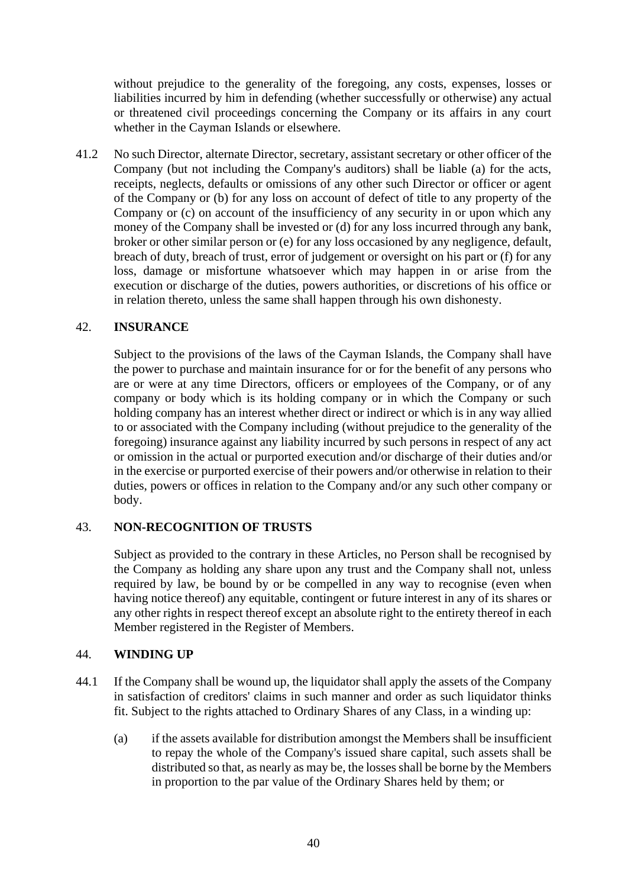without prejudice to the generality of the foregoing, any costs, expenses, losses or liabilities incurred by him in defending (whether successfully or otherwise) any actual or threatened civil proceedings concerning the Company or its affairs in any court whether in the Cayman Islands or elsewhere.

41.2 No such Director, alternate Director, secretary, assistant secretary or other officer of the Company (but not including the Company's auditors) shall be liable (a) for the acts, receipts, neglects, defaults or omissions of any other such Director or officer or agent of the Company or (b) for any loss on account of defect of title to any property of the Company or (c) on account of the insufficiency of any security in or upon which any money of the Company shall be invested or (d) for any loss incurred through any bank, broker or other similar person or (e) for any loss occasioned by any negligence, default, breach of duty, breach of trust, error of judgement or oversight on his part or (f) for any loss, damage or misfortune whatsoever which may happen in or arise from the execution or discharge of the duties, powers authorities, or discretions of his office or in relation thereto, unless the same shall happen through his own dishonesty.

## 42. INSURANCE

Subject to the provisions of the laws of the Cayman Islands, the Company shall have the power to purchase and maintain insurance for or for the benefit of any persons who are or were at any time Directors, officers or employees of the Company, or of any company or body which is its holding company or in which the Company or such holding company has an interest whether direct or indirect or which is in any way allied to or associated with the Company including (without prejudice to the generality of the foregoing) insurance against any liability incurred by such persons in respect of any act or omission in the actual or purported execution and/or discharge of their duties and/or in the exercise or purported exercise of their powers and/or otherwise in relation to their duties, powers or offices in relation to the Company and/or any such other company or body.

## 43. NON-RECOGNITION OF TRUSTS

Subject as provided to the contrary in these Articles, no Person shall be recognised by the Company as holding any share upon any trust and the Company shall not, unless required by law, be bound by or be compelled in any way to recognise (even when having notice thereof) any equitable, contingent or future interest in any of its shares or any other rights in respect thereof except an absolute right to the entirety thereof in each Member registered in the Register of Members.

## 44. WINDING UP

44.1 If the Company shall be wound up, the liquidator shall apply the assets of the Company in satisfaction of creditors' claims in such manner and order as such liquidator thinks fit. Subject to the rights attached to Ordinary Shares of any Class, in a winding up:

(a) if the assets available for distribution amongst the Members shall be insufficient to repay the whole of the Company's issued share capital, such assets shall be distributed so that, as nearly as may be, the losses shall be borne by the Members in proportion to the par value of the Ordinary Shares held by them; or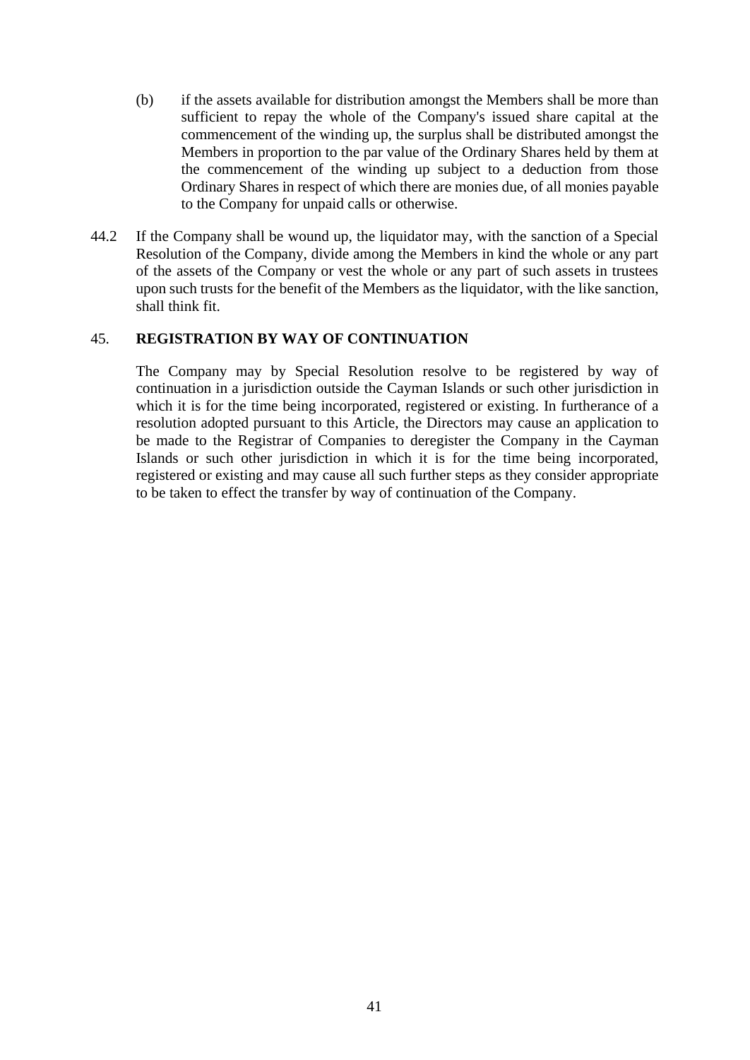(b) if the assets available for distribution amongst the Members shall be more than sufficient to repay the whole of the Company's issued share capital at the commencement of the winding up, the surplus shall be distributed amongst the Members in proportion to the par value of the Ordinary Shares held by them at the commencement of the winding up subject to a deduction from those Ordinary Shares in respect of which there are monies due, of all monies payable to the Company for unpaid calls or otherwise.

44.2 If the Company shall be wound up, the liquidator may, with the sanction of a Special Resolution of the Company, divide among the Members in kind the whole or any part of the assets of the Company or vest the whole or any part of such assets in trustees upon such trusts for the benefit of the Members as the liquidator, with the like sanction, shall think fit.

## 45. REGISTRATION BY WAY OF CONTINUATION

The Company may by Special Resolution resolve to be registered by way of continuation in a jurisdiction outside the Cayman Islands or such other jurisdiction in which it is for the time being incorporated, registered or existing. In furtherance of a resolution adopted pursuant to this Article, the Directors may cause an application to be made to the Registrar of Companies to deregister the Company in the Cayman Islands or such other jurisdiction in which it is for the time being incorporated, registered or existing and may cause all such further steps as they consider appropriate to be taken to effect the transfer by way of continuation of the Company.